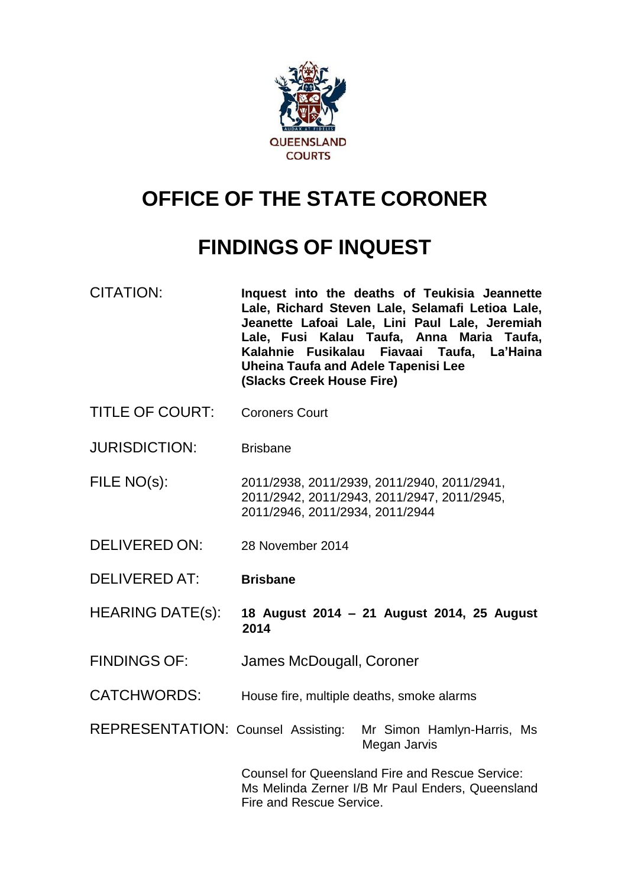QUEENSLAND COURTS

# OFFICE OF THE STATE CORONER

# FINDINGS OF INQUEST

| | |
|---|---|
| CITATION: | **Inquest into the deaths of Teukisia Jeannette Lale, Richard Steven Lale, Selamafi Letioa Lale, Jeanette Lafoai Lale, Lini Paul Lale, Jeremiah Lale, Fusi Kalau Taufa, Anna Maria Taufa, Kalahnie Fusikalau Fiavaai Taufa, La'Haina Uheina Taufa and Adele Tapenisi Lee (Slacks Creek House Fire)** |
| TITLE OF COURT: | Coroners Court |
| JURISDICTION: | Brisbane |
| FILE NO(s): | 2011/2938, 2011/2939, 2011/2940, 2011/2941, 2011/2942, 2011/2943, 2011/2947, 2011/2945, 2011/2946, 2011/2934, 2011/2944 |
| DELIVERED ON: | 28 November 2014 |
| DELIVERED AT: | **Brisbane** |
| HEARING DATE(s): | **18 August 2014 – 21 August 2014, 25 August 2014** |
| FINDINGS OF: | James McDougall, Coroner |
| CATCHWORDS: | House fire, multiple deaths, smoke alarms |
| REPRESENTATION: | Counsel Assisting: Mr Simon Hamlyn-Harris, Ms Megan Jarvis |
| | Counsel for Queensland Fire and Rescue Service: Ms Melinda Zerner I/B Mr Paul Enders, Queensland Fire and Rescue Service. |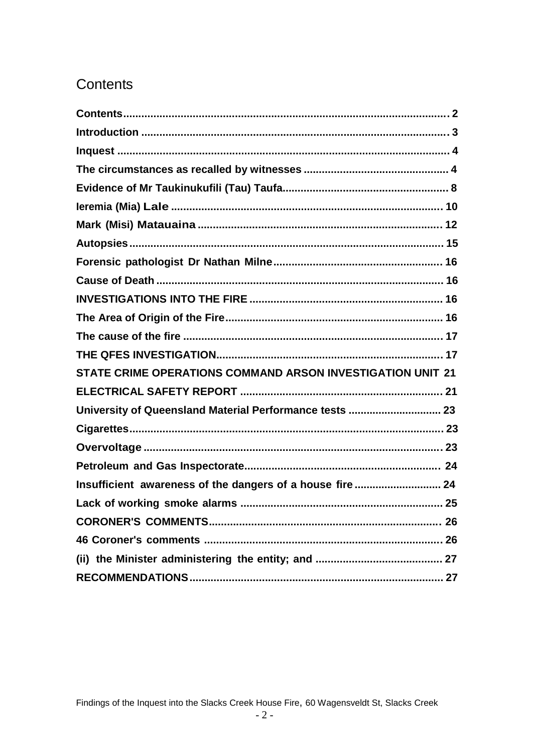# Contents

| | |
|---|---|
| **Contents** | **2** |
| **Introduction** | **3** |
| **Inquest** | **4** |
| **The circumstances as recalled by witnesses** | **4** |
| **Evidence of Mr Taukinukufili (Tau) Taufa** | **8** |
| **Ieremia (Mia) Lale** | **10** |
| **Mark (Misi) Matauaina** | **12** |
| **Autopsies** | **15** |
| **Forensic pathologist Dr Nathan Milne** | **16** |
| **Cause of Death** | **16** |
| **INVESTIGATIONS INTO THE FIRE** | **16** |
| **The Area of Origin of the Fire** | **16** |
| **The cause of the fire** | **17** |
| **THE QFES INVESTIGATION** | **17** |
| **STATE CRIME OPERATIONS COMMAND ARSON INVESTIGATION UNIT** | **21** |
| **ELECTRICAL SAFETY REPORT** | **21** |
| **University of Queensland Material Performance tests** | **23** |
| **Cigarettes** | **23** |
| **Overvoltage** | **23** |
| **Petroleum and Gas Inspectorate** | **24** |
| **Insufficient awareness of the dangers of a house fire** | **24** |
| **Lack of working smoke alarms** | **25** |
| **CORONER'S COMMENTS** | **26** |
| **46 Coroner's comments** | **26** |
| **(ii) the Minister administering the entity; and** | **27** |
| **RECOMMENDATIONS** | **27** |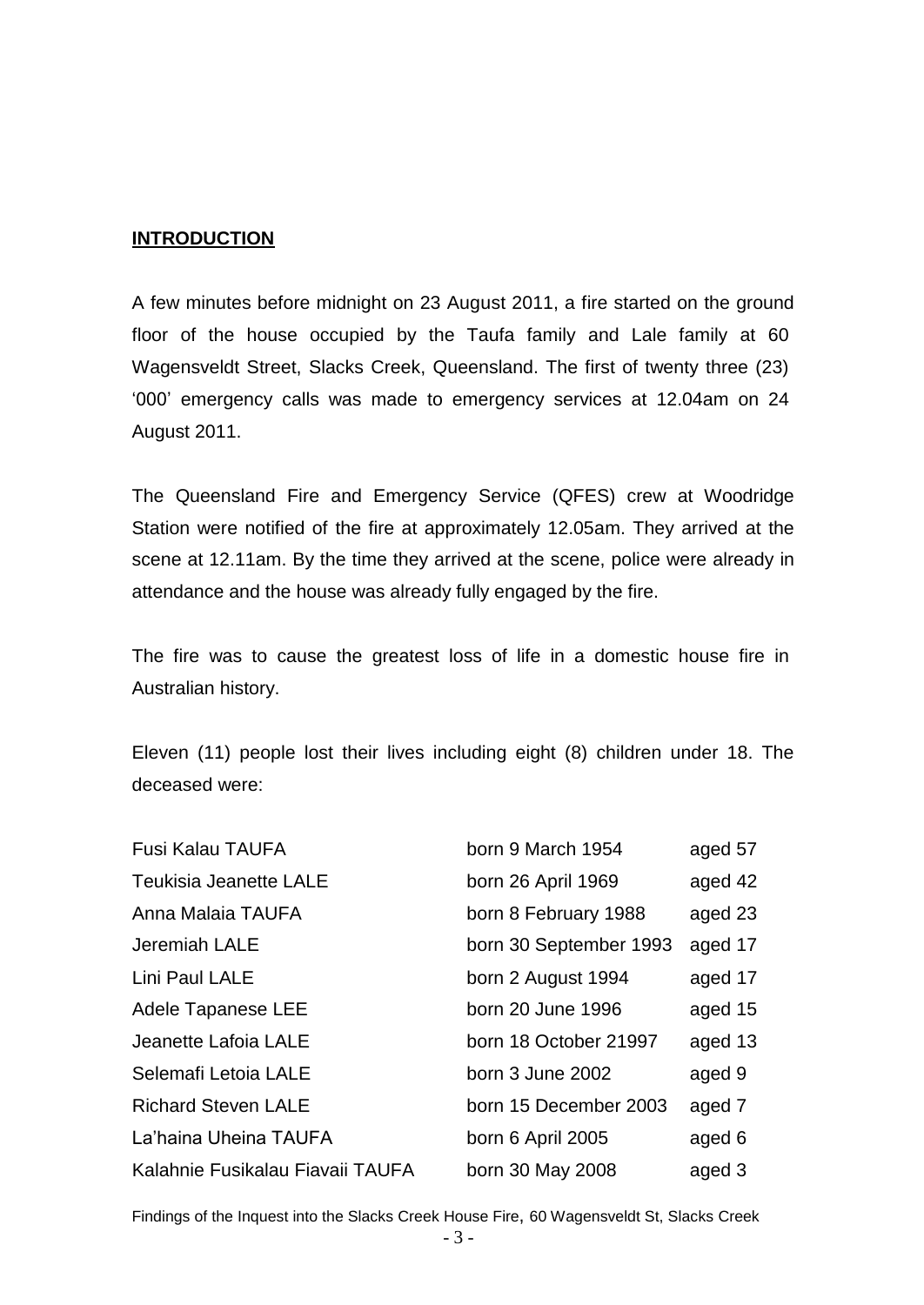## **INTRODUCTION**

A few minutes before midnight on 23 August 2011, a fire started on the ground floor of the house occupied by the Taufa family and Lale family at 60 Wagensveldt Street, Slacks Creek, Queensland. The first of twenty three (23) '000' emergency calls was made to emergency services at 12.04am on 24 August 2011.

The Queensland Fire and Emergency Service (QFES) crew at Woodridge Station were notified of the fire at approximately 12.05am. They arrived at the scene at 12.11am. By the time they arrived at the scene, police were already in attendance and the house was already fully engaged by the fire.

The fire was to cause the greatest loss of life in a domestic house fire in Australian history.

Eleven (11) people lost their lives including eight (8) children under 18. The deceased were:

| | | |
|---|---|---|
| Fusi Kalau TAUFA | born 9 March 1954 | aged 57 |
| Teukisia Jeanette LALE | born 26 April 1969 | aged 42 |
| Anna Malaia TAUFA | born 8 February 1988 | aged 23 |
| Jeremiah LALE | born 30 September 1993 | aged 17 |
| Lini Paul LALE | born 2 August 1994 | aged 17 |
| Adele Tapanese LEE | born 20 June 1996 | aged 15 |
| Jeanette Lafoia LALE | born 18 October 21997 | aged 13 |
| Selemafi Letoia LALE | born 3 June 2002 | aged 9 |
| Richard Steven LALE | born 15 December 2003 | aged 7 |
| La'haina Uheina TAUFA | born 6 April 2005 | aged 6 |
| Kalahnie Fusikalau Fiavaii TAUFA | born 30 May 2008 | aged 3 |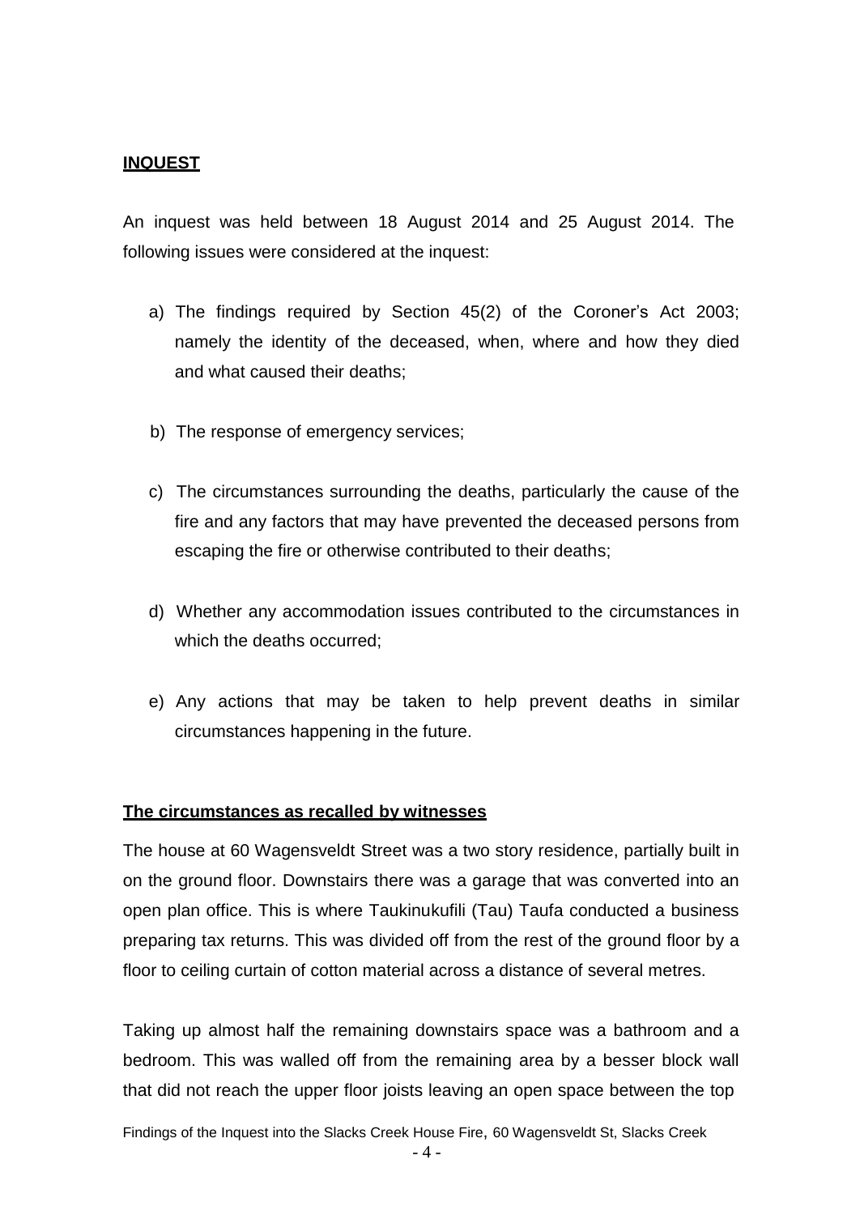## **INQUEST**

An inquest was held between 18 August 2014 and 25 August 2014. The following issues were considered at the inquest:

a) The findings required by Section 45(2) of the Coroner's Act 2003; namely the identity of the deceased, when, where and how they died and what caused their deaths;

b) The response of emergency services;

c) The circumstances surrounding the deaths, particularly the cause of the fire and any factors that may have prevented the deceased persons from escaping the fire or otherwise contributed to their deaths;

d) Whether any accommodation issues contributed to the circumstances in which the deaths occurred;

e) Any actions that may be taken to help prevent deaths in similar circumstances happening in the future.

### **The circumstances as recalled by witnesses**

The house at 60 Wagensveldt Street was a two story residence, partially built in on the ground floor. Downstairs there was a garage that was converted into an open plan office. This is where Taukinukufili (Tau) Taufa conducted a business preparing tax returns. This was divided off from the rest of the ground floor by a floor to ceiling curtain of cotton material across a distance of several metres.

Taking up almost half the remaining downstairs space was a bathroom and a bedroom. This was walled off from the remaining area by a besser block wall that did not reach the upper floor joists leaving an open space between the top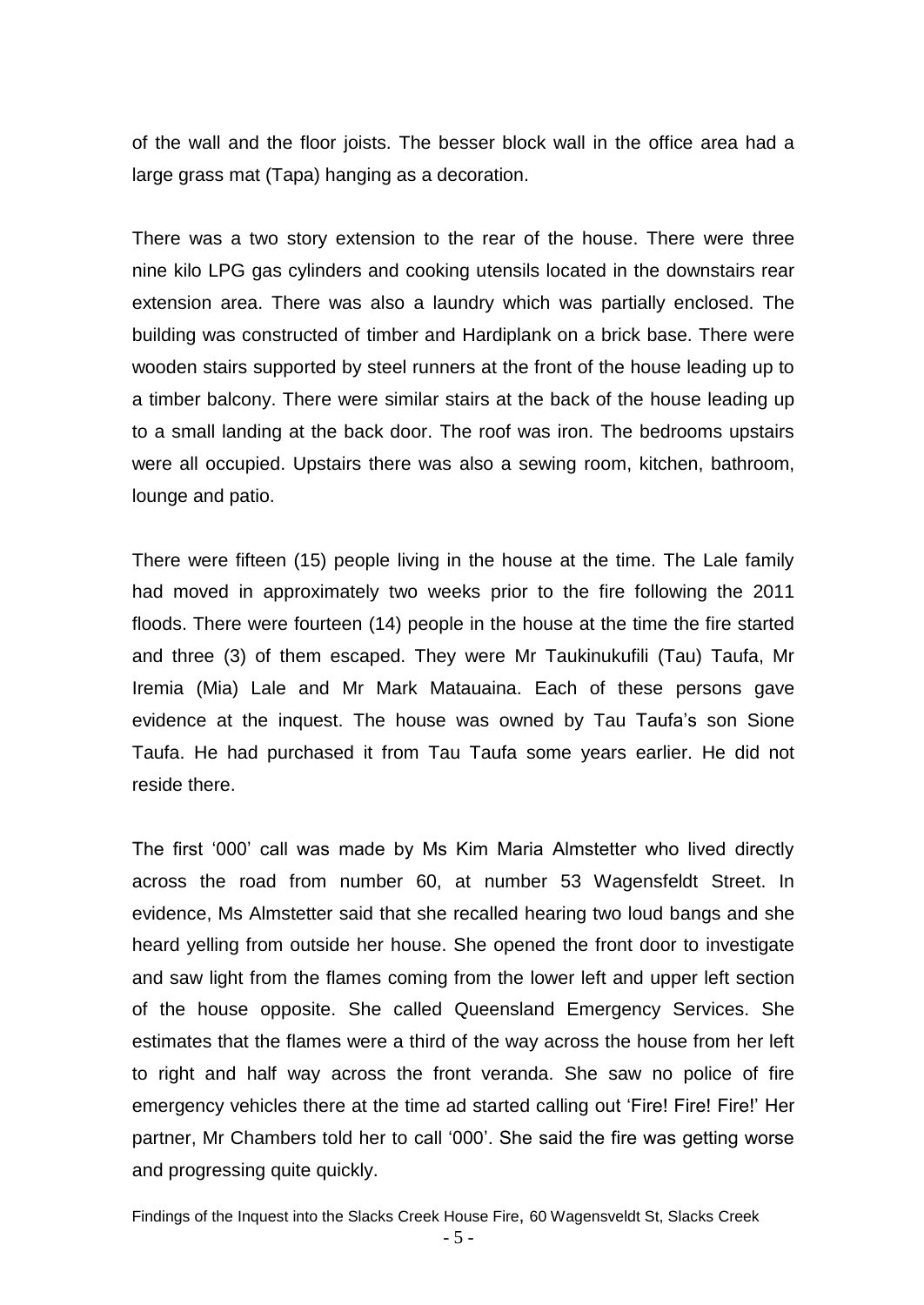of the wall and the floor joists. The besser block wall in the office area had a large grass mat (Tapa) hanging as a decoration.

There was a two story extension to the rear of the house. There were three nine kilo LPG gas cylinders and cooking utensils located in the downstairs rear extension area. There was also a laundry which was partially enclosed. The building was constructed of timber and Hardiplank on a brick base. There were wooden stairs supported by steel runners at the front of the house leading up to a timber balcony. There were similar stairs at the back of the house leading up to a small landing at the back door. The roof was iron. The bedrooms upstairs were all occupied. Upstairs there was also a sewing room, kitchen, bathroom, lounge and patio.

There were fifteen (15) people living in the house at the time. The Lale family had moved in approximately two weeks prior to the fire following the 2011 floods. There were fourteen (14) people in the house at the time the fire started and three (3) of them escaped. They were Mr Taukinukufili (Tau) Taufa, Mr Iremia (Mia) Lale and Mr Mark Matauaina. Each of these persons gave evidence at the inquest. The house was owned by Tau Taufa's son Sione Taufa. He had purchased it from Tau Taufa some years earlier. He did not reside there.

The first '000' call was made by Ms Kim Maria Almstetter who lived directly across the road from number 60, at number 53 Wagensfeldt Street. In evidence, Ms Almstetter said that she recalled hearing two loud bangs and she heard yelling from outside her house. She opened the front door to investigate and saw light from the flames coming from the lower left and upper left section of the house opposite. She called Queensland Emergency Services. She estimates that the flames were a third of the way across the house from her left to right and half way across the front veranda. She saw no police of fire emergency vehicles there at the time ad started calling out 'Fire! Fire! Fire!' Her partner, Mr Chambers told her to call '000'. She said the fire was getting worse and progressing quite quickly.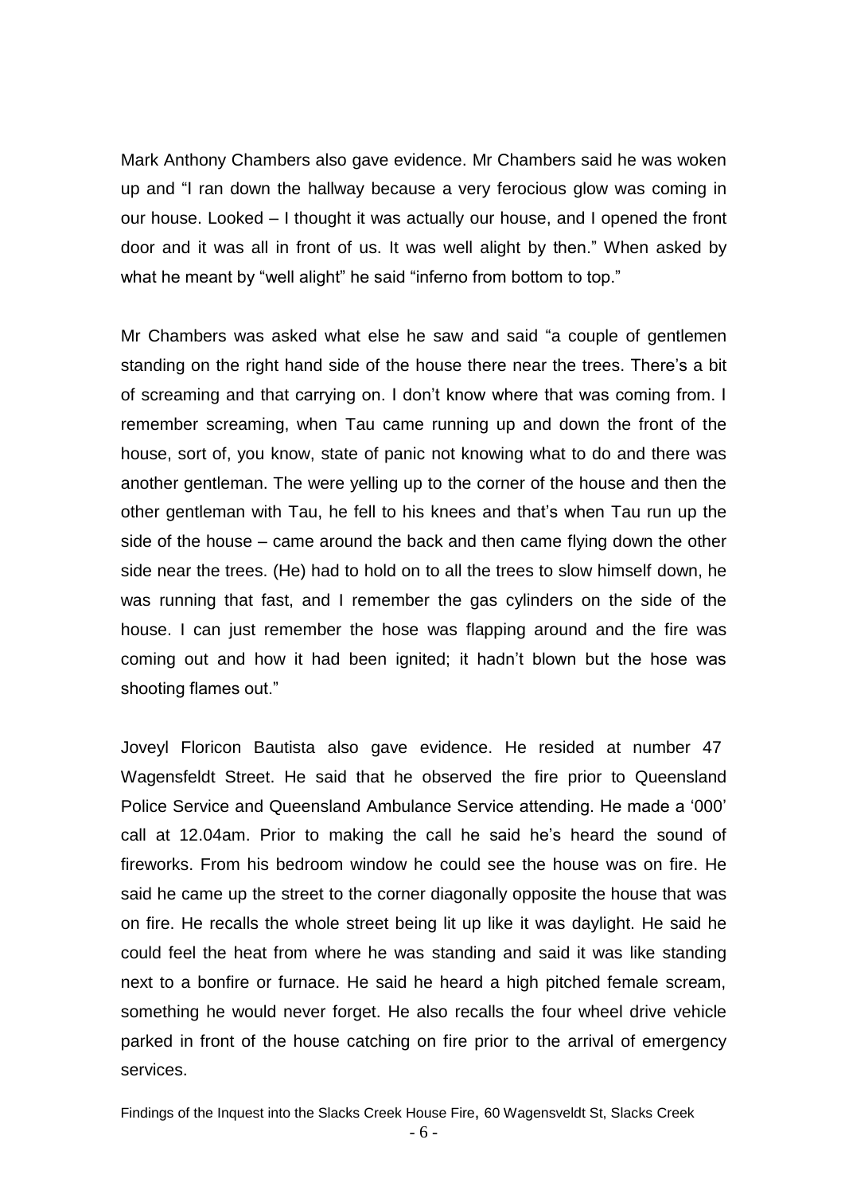Mark Anthony Chambers also gave evidence. Mr Chambers said he was woken up and "I ran down the hallway because a very ferocious glow was coming in our house. Looked – I thought it was actually our house, and I opened the front door and it was all in front of us. It was well alight by then." When asked by what he meant by "well alight" he said "inferno from bottom to top."

Mr Chambers was asked what else he saw and said "a couple of gentlemen standing on the right hand side of the house there near the trees. There's a bit of screaming and that carrying on. I don't know where that was coming from. I remember screaming, when Tau came running up and down the front of the house, sort of, you know, state of panic not knowing what to do and there was another gentleman. The were yelling up to the corner of the house and then the other gentleman with Tau, he fell to his knees and that's when Tau run up the side of the house – came around the back and then came flying down the other side near the trees. (He) had to hold on to all the trees to slow himself down, he was running that fast, and I remember the gas cylinders on the side of the house. I can just remember the hose was flapping around and the fire was coming out and how it had been ignited; it hadn't blown but the hose was shooting flames out."

Joveyl Floricon Bautista also gave evidence. He resided at number 47 Wagensfeldt Street. He said that he observed the fire prior to Queensland Police Service and Queensland Ambulance Service attending. He made a '000' call at 12.04am. Prior to making the call he said he's heard the sound of fireworks. From his bedroom window he could see the house was on fire. He said he came up the street to the corner diagonally opposite the house that was on fire. He recalls the whole street being lit up like it was daylight. He said he could feel the heat from where he was standing and said it was like standing next to a bonfire or furnace. He said he heard a high pitched female scream, something he would never forget. He also recalls the four wheel drive vehicle parked in front of the house catching on fire prior to the arrival of emergency services.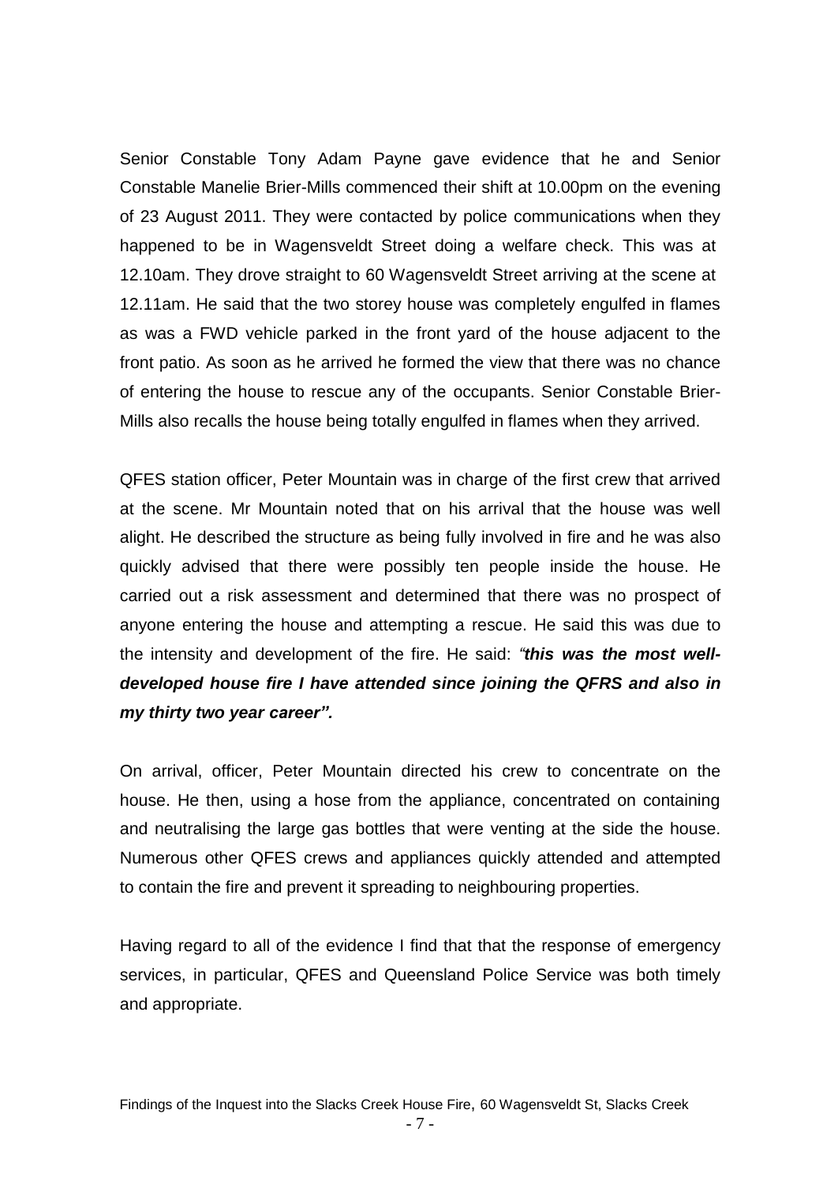Senior Constable Tony Adam Payne gave evidence that he and Senior Constable Manelie Brier-Mills commenced their shift at 10.00pm on the evening of 23 August 2011. They were contacted by police communications when they happened to be in Wagensveldt Street doing a welfare check. This was at 12.10am. They drove straight to 60 Wagensveldt Street arriving at the scene at 12.11am. He said that the two storey house was completely engulfed in flames as was a FWD vehicle parked in the front yard of the house adjacent to the front patio. As soon as he arrived he formed the view that there was no chance of entering the house to rescue any of the occupants. Senior Constable Brier-Mills also recalls the house being totally engulfed in flames when they arrived.

QFES station officer, Peter Mountain was in charge of the first crew that arrived at the scene. Mr Mountain noted that on his arrival that the house was well alight. He described the structure as being fully involved in fire and he was also quickly advised that there were possibly ten people inside the house. He carried out a risk assessment and determined that there was no prospect of anyone entering the house and attempting a rescue. He said this was due to the intensity and development of the fire. He said: ***"this was the most well-developed house fire I have attended since joining the QFRS and also in my thirty two year career".***

On arrival, officer, Peter Mountain directed his crew to concentrate on the house. He then, using a hose from the appliance, concentrated on containing and neutralising the large gas bottles that were venting at the side the house. Numerous other QFES crews and appliances quickly attended and attempted to contain the fire and prevent it spreading to neighbouring properties.

Having regard to all of the evidence I find that that the response of emergency services, in particular, QFES and Queensland Police Service was both timely and appropriate.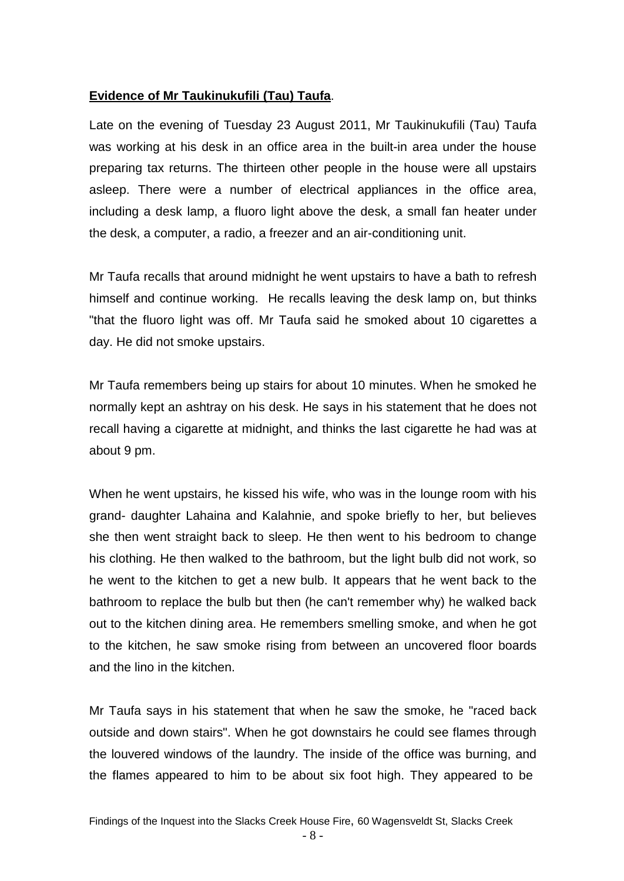**Evidence of Mr Taukinukufili (Tau) Taufa**.

Late on the evening of Tuesday 23 August 2011, Mr Taukinukufili (Tau) Taufa was working at his desk in an office area in the built-in area under the house preparing tax returns. The thirteen other people in the house were all upstairs asleep. There were a number of electrical appliances in the office area, including a desk lamp, a fluoro light above the desk, a small fan heater under the desk, a computer, a radio, a freezer and an air-conditioning unit.

Mr Taufa recalls that around midnight he went upstairs to have a bath to refresh himself and continue working. He recalls leaving the desk lamp on, but thinks "that the fluoro light was off. Mr Taufa said he smoked about 10 cigarettes a day. He did not smoke upstairs.

Mr Taufa remembers being up stairs for about 10 minutes. When he smoked he normally kept an ashtray on his desk. He says in his statement that he does not recall having a cigarette at midnight, and thinks the last cigarette he had was at about 9 pm.

When he went upstairs, he kissed his wife, who was in the lounge room with his grand- daughter Lahaina and Kalahnie, and spoke briefly to her, but believes she then went straight back to sleep. He then went to his bedroom to change his clothing. He then walked to the bathroom, but the light bulb did not work, so he went to the kitchen to get a new bulb. It appears that he went back to the bathroom to replace the bulb but then (he can't remember why) he walked back out to the kitchen dining area. He remembers smelling smoke, and when he got to the kitchen, he saw smoke rising from between an uncovered floor boards and the lino in the kitchen.

Mr Taufa says in his statement that when he saw the smoke, he "raced back outside and down stairs". When he got downstairs he could see flames through the louvered windows of the laundry. The inside of the office was burning, and the flames appeared to him to be about six foot high. They appeared to be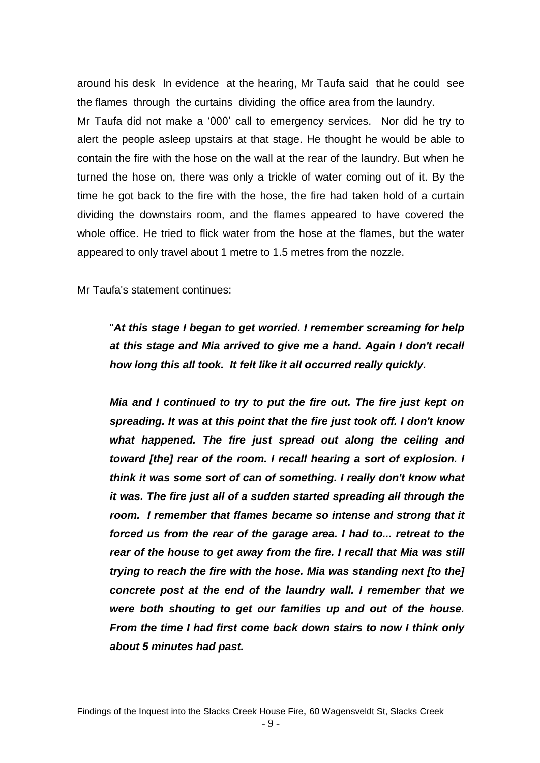around his desk In evidence at the hearing, Mr Taufa said that he could see the flames through the curtains dividing the office area from the laundry.

Mr Taufa did not make a '000' call to emergency services. Nor did he try to alert the people asleep upstairs at that stage. He thought he would be able to contain the fire with the hose on the wall at the rear of the laundry. But when he turned the hose on, there was only a trickle of water coming out of it. By the time he got back to the fire with the hose, the fire had taken hold of a curtain dividing the downstairs room, and the flames appeared to have covered the whole office. He tried to flick water from the hose at the flames, but the water appeared to only travel about 1 metre to 1.5 metres from the nozzle.

Mr Taufa's statement continues:

> "***At this stage I began to get worried. I remember screaming for help at this stage and Mia arrived to give me a hand. Again I don't recall how long this all took. It felt like it all occurred really quickly.***
>
> ***Mia and I continued to try to put the fire out. The fire just kept on spreading. It was at this point that the fire just took off. I don't know what happened. The fire just spread out along the ceiling and toward [the] rear of the room. I recall hearing a sort of explosion. I think it was some sort of can of something. I really don't know what it was. The fire just all of a sudden started spreading all through the room. I remember that flames became so intense and strong that it forced us from the rear of the garage area. I had to... retreat to the rear of the house to get away from the fire. I recall that Mia was still trying to reach the fire with the hose. Mia was standing next [to the] concrete post at the end of the laundry wall. I remember that we were both shouting to get our families up and out of the house. From the time I had first come back down stairs to now I think only about 5 minutes had past.***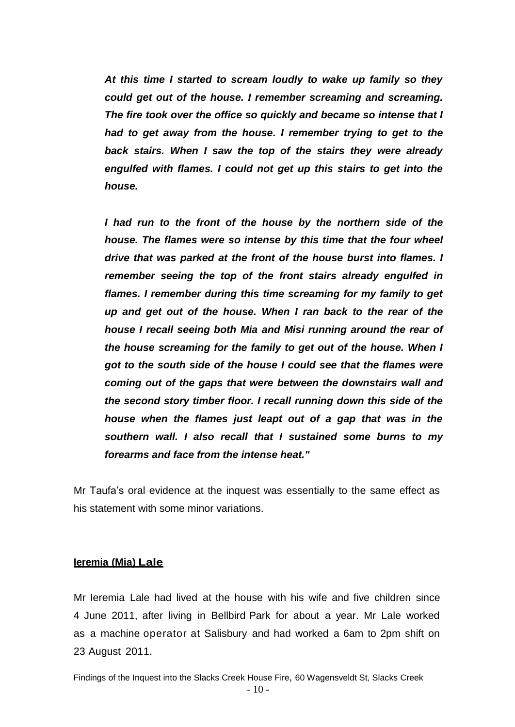***At this time I started to scream loudly to wake up family so they could get out of the house. I remember screaming and screaming. The fire took over the office so quickly and became so intense that I had to get away from the house. I remember trying to get to the back stairs. When I saw the top of the stairs they were already engulfed with flames. I could not get up this stairs to get into the house.***

***I had run to the front of the house by the northern side of the house. The flames were so intense by this time that the four wheel drive that was parked at the front of the house burst into flames. I remember seeing the top of the front stairs already engulfed in flames. I remember during this time screaming for my family to get up and get out of the house. When I ran back to the rear of the house I recall seeing both Mia and Misi running around the rear of the house screaming for the family to get out of the house. When I got to the south side of the house I could see that the flames were coming out of the gaps that were between the downstairs wall and the second story timber floor. I recall running down this side of the house when the flames just leapt out of a gap that was in the southern wall. I also recall that I sustained some burns to my forearms and face from the intense heat."***

Mr Taufa's oral evidence at the inquest was essentially to the same effect as his statement with some minor variations.

**Ieremia (Mia) Lale**

Mr Ieremia Lale had lived at the house with his wife and five children since 4 June 2011, after living in Bellbird Park for about a year. Mr Lale worked as a machine operator at Salisbury and had worked a 6am to 2pm shift on 23 August 2011.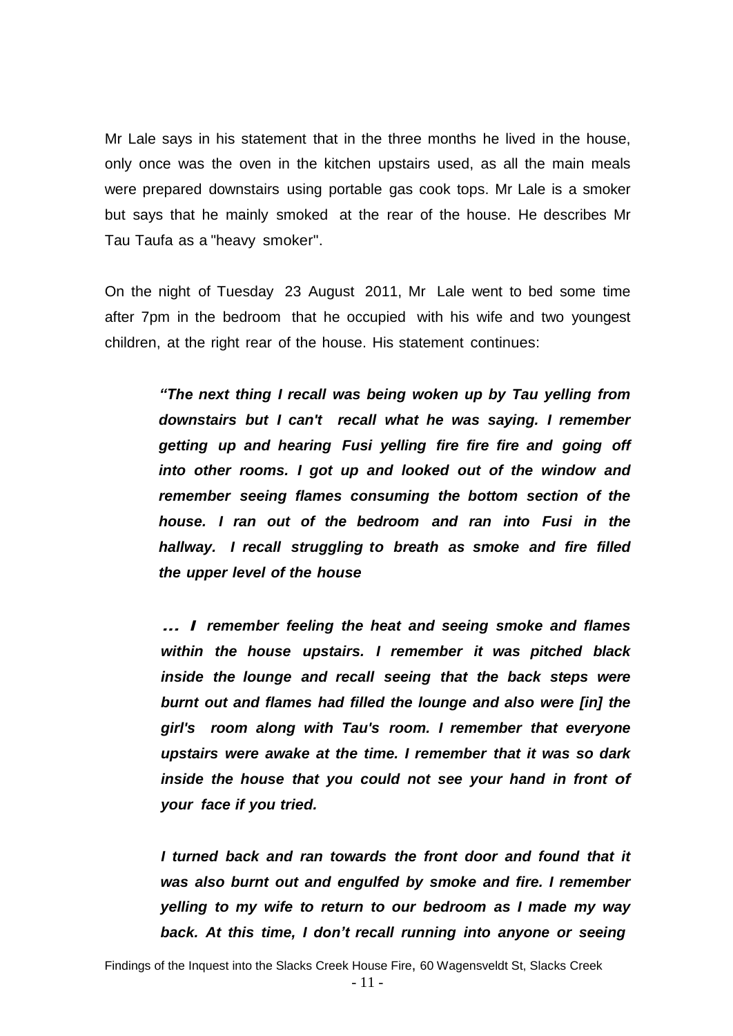Mr Lale says in his statement that in the three months he lived in the house, only once was the oven in the kitchen upstairs used, as all the main meals were prepared downstairs using portable gas cook tops. Mr Lale is a smoker but says that he mainly smoked at the rear of the house. He describes Mr Tau Taufa as a "heavy smoker".

On the night of Tuesday 23 August 2011, Mr Lale went to bed some time after 7pm in the bedroom that he occupied with his wife and two youngest children, at the right rear of the house. His statement continues:

> ***"The next thing I recall was being woken up by Tau yelling from downstairs but I can't recall what he was saying. I remember getting up and hearing Fusi yelling fire fire fire and going off into other rooms. I got up and looked out of the window and remember seeing flames consuming the bottom section of the house. I ran out of the bedroom and ran into Fusi in the hallway. I recall struggling to breath as smoke and fire filled the upper level of the house***
>
> ***… I remember feeling the heat and seeing smoke and flames within the house upstairs. I remember it was pitched black inside the lounge and recall seeing that the back steps were burnt out and flames had filled the lounge and also were [in] the girl's room along with Tau's room. I remember that everyone upstairs were awake at the time. I remember that it was so dark inside the house that you could not see your hand in front of your face if you tried.***
>
> ***I turned back and ran towards the front door and found that it was also burnt out and engulfed by smoke and fire. I remember yelling to my wife to return to our bedroom as I made my way back. At this time, I don't recall running into anyone or seeing***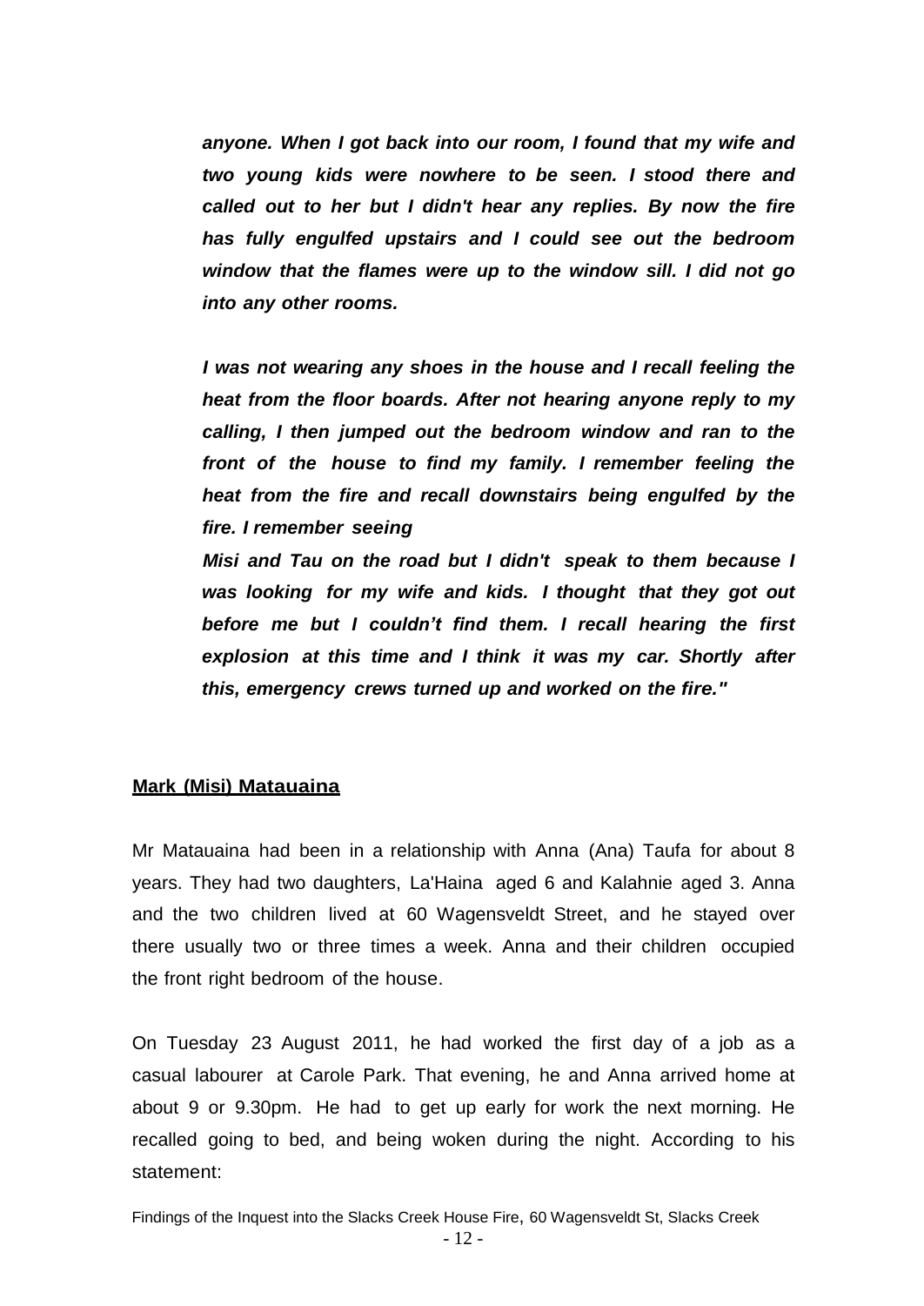***anyone. When I got back into our room, I found that my wife and two young kids were nowhere to be seen. I stood there and called out to her but I didn't hear any replies. By now the fire has fully engulfed upstairs and I could see out the bedroom window that the flames were up to the window sill. I did not go into any other rooms.***

***I was not wearing any shoes in the house and I recall feeling the heat from the floor boards. After not hearing anyone reply to my calling, I then jumped out the bedroom window and ran to the front of the house to find my family. I remember feeling the heat from the fire and recall downstairs being engulfed by the fire. I remember seeing Misi and Tau on the road but I didn't speak to them because I was looking for my wife and kids. I thought that they got out before me but I couldn't find them. I recall hearing the first explosion at this time and I think it was my car. Shortly after this, emergency crews turned up and worked on the fire."***

**Mark (Misi) Matauaina**

Mr Matauaina had been in a relationship with Anna (Ana) Taufa for about 8 years. They had two daughters, La'Haina aged 6 and Kalahnie aged 3. Anna and the two children lived at 60 Wagensveldt Street, and he stayed over there usually two or three times a week. Anna and their children occupied the front right bedroom of the house.

On Tuesday 23 August 2011, he had worked the first day of a job as a casual labourer at Carole Park. That evening, he and Anna arrived home at about 9 or 9.30pm. He had to get up early for work the next morning. He recalled going to bed, and being woken during the night. According to his statement: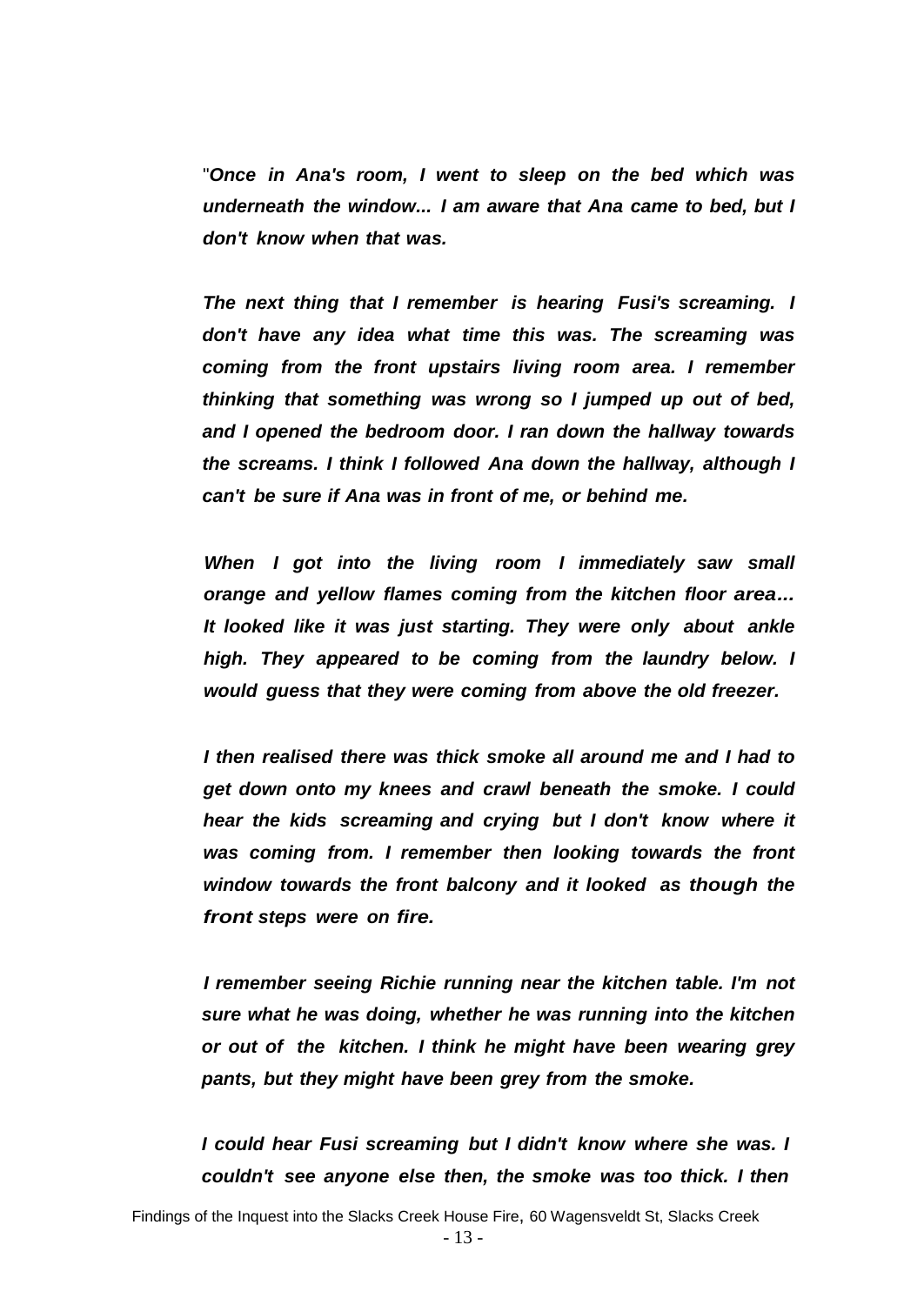"*Once in Ana's room, I went to sleep on the bed which was underneath the window... I am aware that Ana came to bed, but I don't know when that was.*

*The next thing that I remember is hearing Fusi's screaming. I don't have any idea what time this was. The screaming was coming from the front upstairs living room area. I remember thinking that something was wrong so I jumped up out of bed, and I opened the bedroom door. I ran down the hallway towards the screams. I think I followed Ana down the hallway, although I can't be sure if Ana was in front of me, or behind me.*

*When I got into the living room I immediately saw small orange and yellow flames coming from the kitchen floor area... It looked like it was just starting. They were only about ankle high. They appeared to be coming from the laundry below. I would guess that they were coming from above the old freezer.*

*I then realised there was thick smoke all around me and I had to get down onto my knees and crawl beneath the smoke. I could hear the kids screaming and crying but I don't know where it was coming from. I remember then looking towards the front window towards the front balcony and it looked as though the front steps were on fire.*

*I remember seeing Richie running near the kitchen table. I'm not sure what he was doing, whether he was running into the kitchen or out of the kitchen. I think he might have been wearing grey pants, but they might have been grey from the smoke.*

*I could hear Fusi screaming but I didn't know where she was. I couldn't see anyone else then, the smoke was too thick. I then*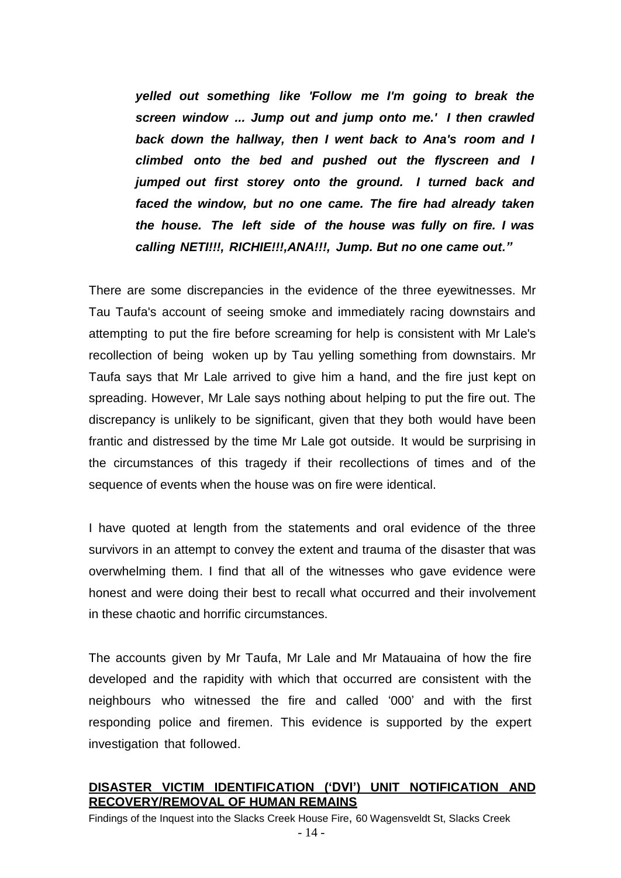***yelled out something like 'Follow me I'm going to break the screen window ... Jump out and jump onto me.' I then crawled back down the hallway, then I went back to Ana's room and I climbed onto the bed and pushed out the flyscreen and I jumped out first storey onto the ground. I turned back and faced the window, but no one came. The fire had already taken the house. The left side of the house was fully on fire. I was calling NETI!!!, RICHIE!!!,ANA!!!, Jump. But no one came out."***

There are some discrepancies in the evidence of the three eyewitnesses. Mr Tau Taufa's account of seeing smoke and immediately racing downstairs and attempting to put the fire before screaming for help is consistent with Mr Lale's recollection of being woken up by Tau yelling something from downstairs. Mr Taufa says that Mr Lale arrived to give him a hand, and the fire just kept on spreading. However, Mr Lale says nothing about helping to put the fire out. The discrepancy is unlikely to be significant, given that they both would have been frantic and distressed by the time Mr Lale got outside. It would be surprising in the circumstances of this tragedy if their recollections of times and of the sequence of events when the house was on fire were identical.

I have quoted at length from the statements and oral evidence of the three survivors in an attempt to convey the extent and trauma of the disaster that was overwhelming them. I find that all of the witnesses who gave evidence were honest and were doing their best to recall what occurred and their involvement in these chaotic and horrific circumstances.

The accounts given by Mr Taufa, Mr Lale and Mr Matauaina of how the fire developed and the rapidity with which that occurred are consistent with the neighbours who witnessed the fire and called '000' and with the first responding police and firemen. This evidence is supported by the expert investigation that followed.

## DISASTER VICTIM IDENTIFICATION ('DVI') UNIT NOTIFICATION AND RECOVERY/REMOVAL OF HUMAN REMAINS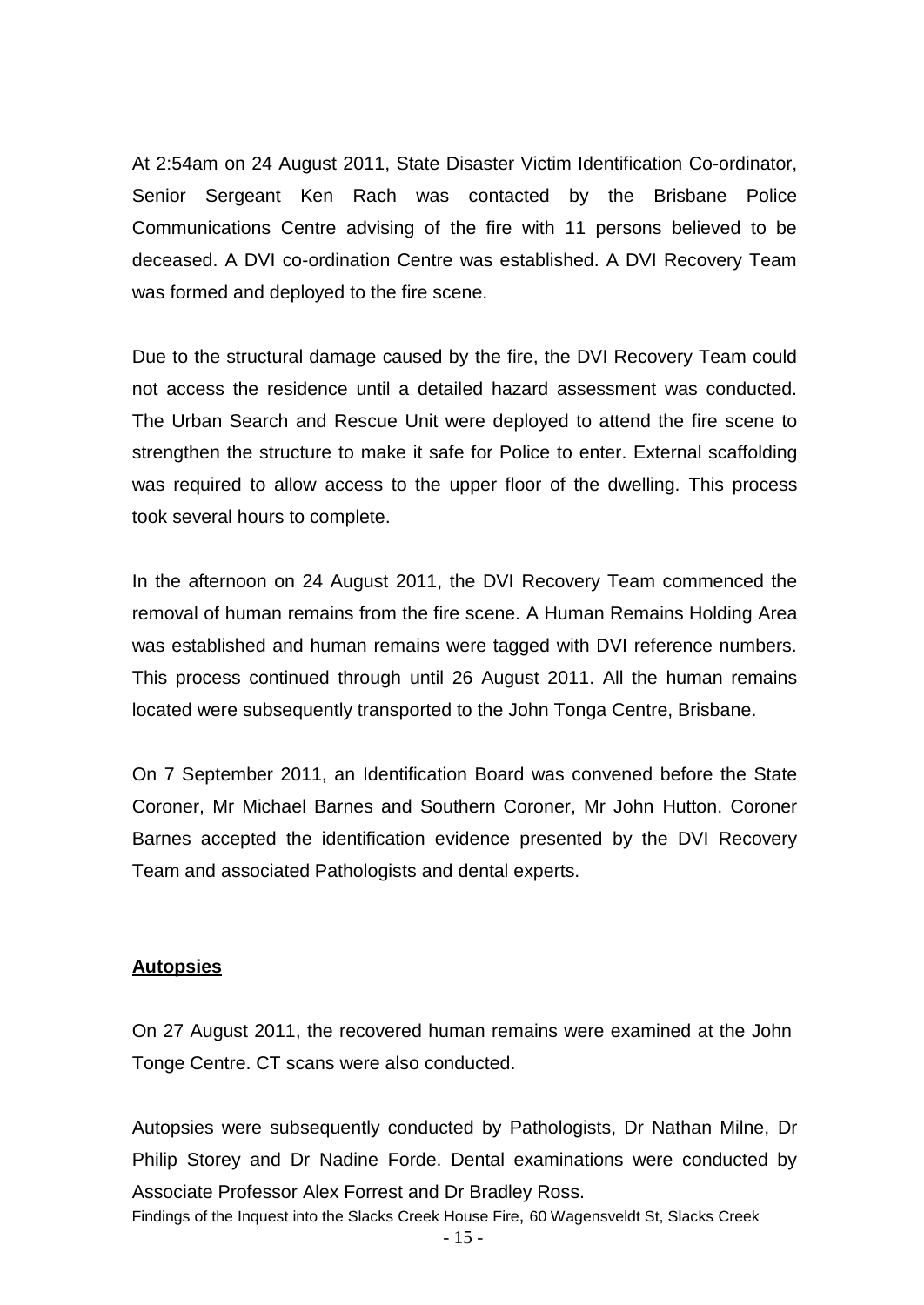At 2:54am on 24 August 2011, State Disaster Victim Identification Co-ordinator, Senior Sergeant Ken Rach was contacted by the Brisbane Police Communications Centre advising of the fire with 11 persons believed to be deceased. A DVI co-ordination Centre was established. A DVI Recovery Team was formed and deployed to the fire scene.

Due to the structural damage caused by the fire, the DVI Recovery Team could not access the residence until a detailed hazard assessment was conducted. The Urban Search and Rescue Unit were deployed to attend the fire scene to strengthen the structure to make it safe for Police to enter. External scaffolding was required to allow access to the upper floor of the dwelling. This process took several hours to complete.

In the afternoon on 24 August 2011, the DVI Recovery Team commenced the removal of human remains from the fire scene. A Human Remains Holding Area was established and human remains were tagged with DVI reference numbers. This process continued through until 26 August 2011. All the human remains located were subsequently transported to the John Tonga Centre, Brisbane.

On 7 September 2011, an Identification Board was convened before the State Coroner, Mr Michael Barnes and Southern Coroner, Mr John Hutton. Coroner Barnes accepted the identification evidence presented by the DVI Recovery Team and associated Pathologists and dental experts.

**Autopsies**

On 27 August 2011, the recovered human remains were examined at the John Tonge Centre. CT scans were also conducted.

Autopsies were subsequently conducted by Pathologists, Dr Nathan Milne, Dr Philip Storey and Dr Nadine Forde. Dental examinations were conducted by Associate Professor Alex Forrest and Dr Bradley Ross.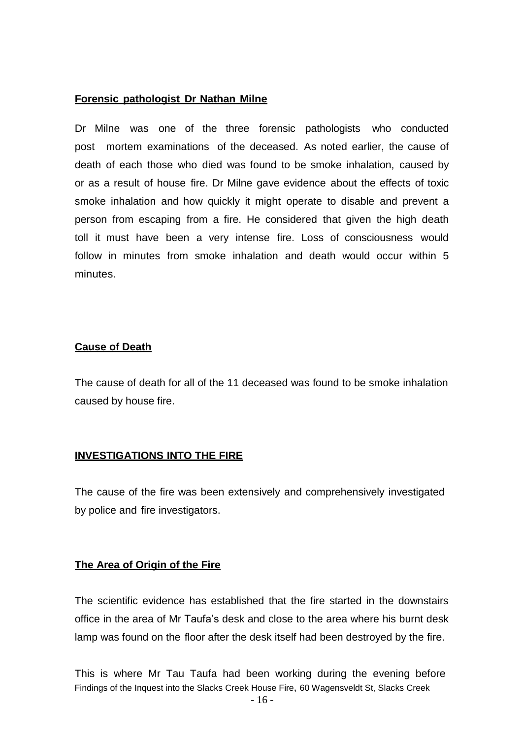**Forensic pathologist Dr Nathan Milne**

Dr Milne was one of the three forensic pathologists who conducted post mortem examinations of the deceased. As noted earlier, the cause of death of each those who died was found to be smoke inhalation, caused by or as a result of house fire. Dr Milne gave evidence about the effects of toxic smoke inhalation and how quickly it might operate to disable and prevent a person from escaping from a fire. He considered that given the high death toll it must have been a very intense fire. Loss of consciousness would follow in minutes from smoke inhalation and death would occur within 5 minutes.

**Cause of Death**

The cause of death for all of the 11 deceased was found to be smoke inhalation caused by house fire.

**INVESTIGATIONS INTO THE FIRE**

The cause of the fire was been extensively and comprehensively investigated by police and fire investigators.

**The Area of Origin of the Fire**

The scientific evidence has established that the fire started in the downstairs office in the area of Mr Taufa's desk and close to the area where his burnt desk lamp was found on the floor after the desk itself had been destroyed by the fire.

This is where Mr Tau Taufa had been working during the evening before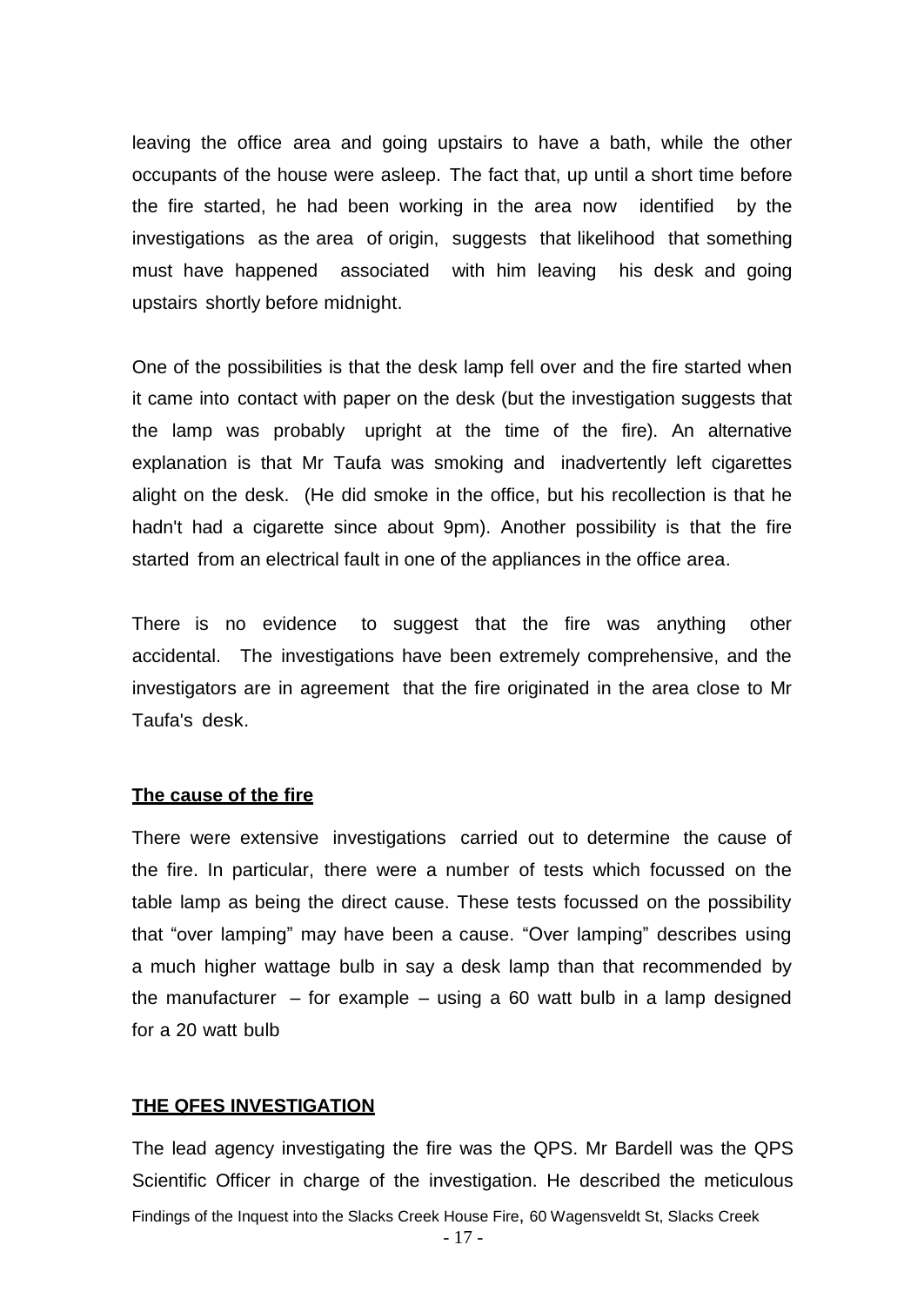leaving the office area and going upstairs to have a bath, while the other occupants of the house were asleep. The fact that, up until a short time before the fire started, he had been working in the area now identified by the investigations as the area of origin, suggests that likelihood that something must have happened associated with him leaving his desk and going upstairs shortly before midnight.

One of the possibilities is that the desk lamp fell over and the fire started when it came into contact with paper on the desk (but the investigation suggests that the lamp was probably upright at the time of the fire). An alternative explanation is that Mr Taufa was smoking and inadvertently left cigarettes alight on the desk. (He did smoke in the office, but his recollection is that he hadn't had a cigarette since about 9pm). Another possibility is that the fire started from an electrical fault in one of the appliances in the office area.

There is no evidence to suggest that the fire was anything other accidental. The investigations have been extremely comprehensive, and the investigators are in agreement that the fire originated in the area close to Mr Taufa's desk.

**The cause of the fire**

There were extensive investigations carried out to determine the cause of the fire. In particular, there were a number of tests which focussed on the table lamp as being the direct cause. These tests focussed on the possibility that "over lamping" may have been a cause. "Over lamping" describes using a much higher wattage bulb in say a desk lamp than that recommended by the manufacturer – for example – using a 60 watt bulb in a lamp designed for a 20 watt bulb

**THE QFES INVESTIGATION**

The lead agency investigating the fire was the QPS. Mr Bardell was the QPS Scientific Officer in charge of the investigation. He described the meticulous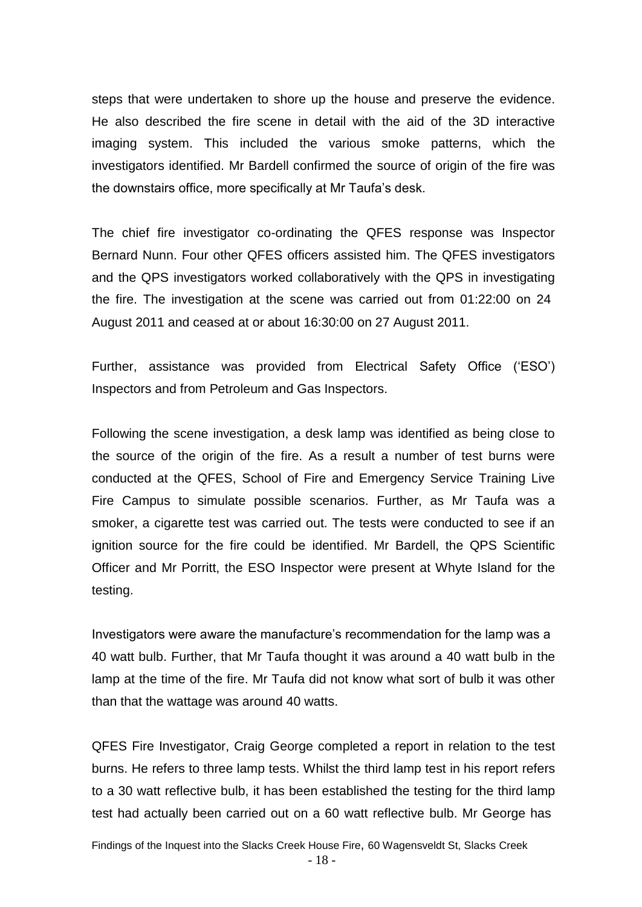steps that were undertaken to shore up the house and preserve the evidence. He also described the fire scene in detail with the aid of the 3D interactive imaging system. This included the various smoke patterns, which the investigators identified. Mr Bardell confirmed the source of origin of the fire was the downstairs office, more specifically at Mr Taufa's desk.

The chief fire investigator co-ordinating the QFES response was Inspector Bernard Nunn. Four other QFES officers assisted him. The QFES investigators and the QPS investigators worked collaboratively with the QPS in investigating the fire. The investigation at the scene was carried out from 01:22:00 on 24 August 2011 and ceased at or about 16:30:00 on 27 August 2011.

Further, assistance was provided from Electrical Safety Office ('ESO') Inspectors and from Petroleum and Gas Inspectors.

Following the scene investigation, a desk lamp was identified as being close to the source of the origin of the fire. As a result a number of test burns were conducted at the QFES, School of Fire and Emergency Service Training Live Fire Campus to simulate possible scenarios. Further, as Mr Taufa was a smoker, a cigarette test was carried out. The tests were conducted to see if an ignition source for the fire could be identified. Mr Bardell, the QPS Scientific Officer and Mr Porritt, the ESO Inspector were present at Whyte Island for the testing.

Investigators were aware the manufacture's recommendation for the lamp was a 40 watt bulb. Further, that Mr Taufa thought it was around a 40 watt bulb in the lamp at the time of the fire. Mr Taufa did not know what sort of bulb it was other than that the wattage was around 40 watts.

QFES Fire Investigator, Craig George completed a report in relation to the test burns. He refers to three lamp tests. Whilst the third lamp test in his report refers to a 30 watt reflective bulb, it has been established the testing for the third lamp test had actually been carried out on a 60 watt reflective bulb. Mr George has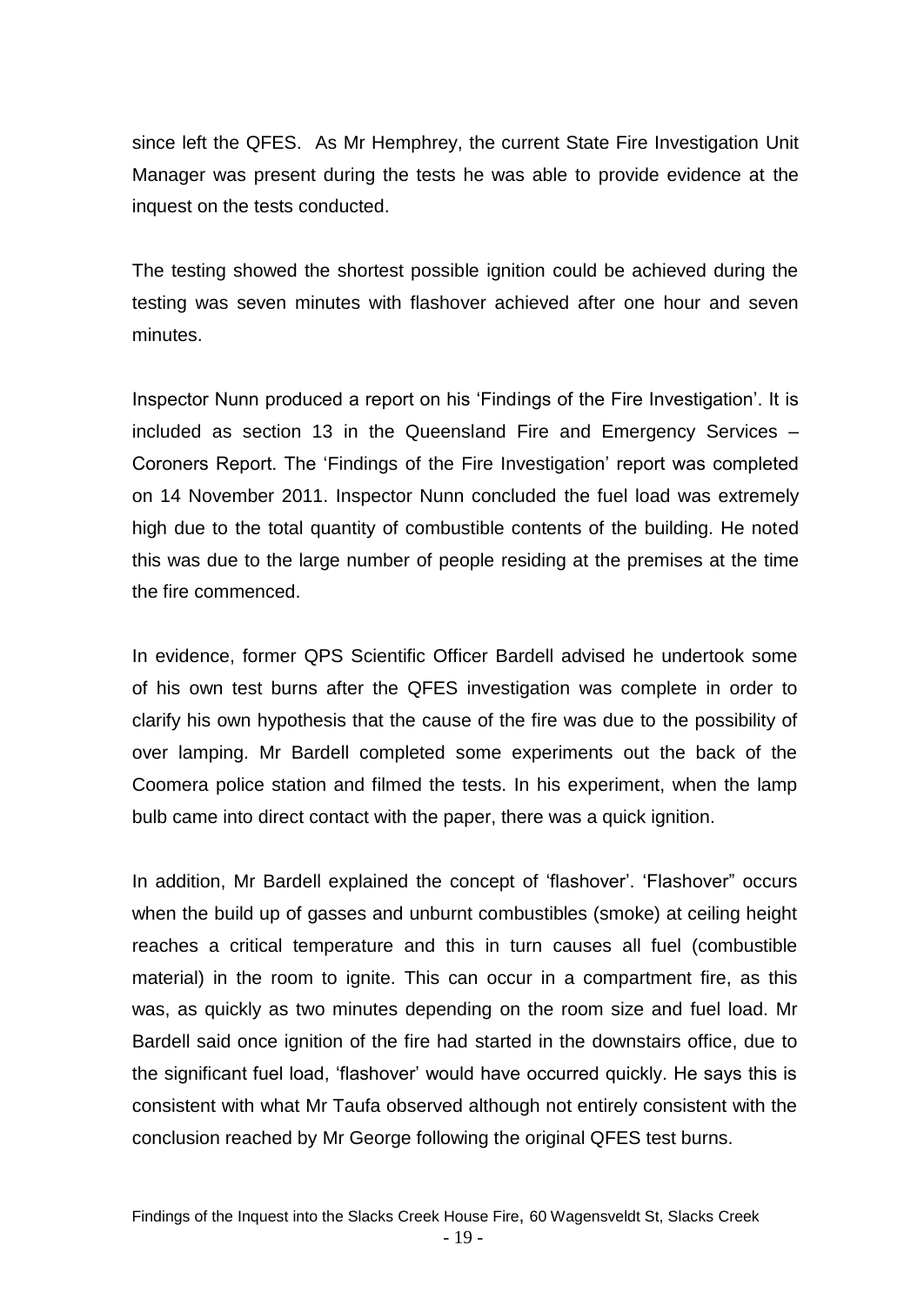since left the QFES. As Mr Hemphrey, the current State Fire Investigation Unit Manager was present during the tests he was able to provide evidence at the inquest on the tests conducted.

The testing showed the shortest possible ignition could be achieved during the testing was seven minutes with flashover achieved after one hour and seven minutes.

Inspector Nunn produced a report on his 'Findings of the Fire Investigation'. It is included as section 13 in the Queensland Fire and Emergency Services – Coroners Report. The 'Findings of the Fire Investigation' report was completed on 14 November 2011. Inspector Nunn concluded the fuel load was extremely high due to the total quantity of combustible contents of the building. He noted this was due to the large number of people residing at the premises at the time the fire commenced.

In evidence, former QPS Scientific Officer Bardell advised he undertook some of his own test burns after the QFES investigation was complete in order to clarify his own hypothesis that the cause of the fire was due to the possibility of over lamping. Mr Bardell completed some experiments out the back of the Coomera police station and filmed the tests. In his experiment, when the lamp bulb came into direct contact with the paper, there was a quick ignition.

In addition, Mr Bardell explained the concept of 'flashover'. 'Flashover" occurs when the build up of gasses and unburnt combustibles (smoke) at ceiling height reaches a critical temperature and this in turn causes all fuel (combustible material) in the room to ignite. This can occur in a compartment fire, as this was, as quickly as two minutes depending on the room size and fuel load. Mr Bardell said once ignition of the fire had started in the downstairs office, due to the significant fuel load, 'flashover' would have occurred quickly. He says this is consistent with what Mr Taufa observed although not entirely consistent with the conclusion reached by Mr George following the original QFES test burns.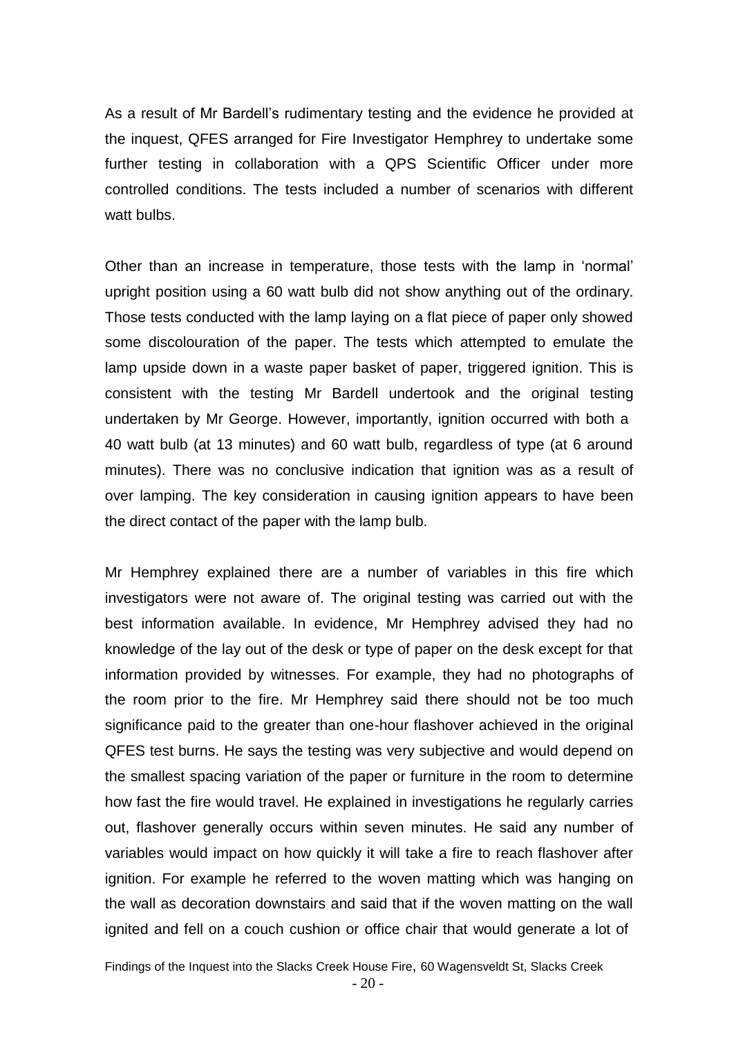As a result of Mr Bardell's rudimentary testing and the evidence he provided at the inquest, QFES arranged for Fire Investigator Hemphrey to undertake some further testing in collaboration with a QPS Scientific Officer under more controlled conditions. The tests included a number of scenarios with different watt bulbs.

Other than an increase in temperature, those tests with the lamp in 'normal' upright position using a 60 watt bulb did not show anything out of the ordinary. Those tests conducted with the lamp laying on a flat piece of paper only showed some discolouration of the paper. The tests which attempted to emulate the lamp upside down in a waste paper basket of paper, triggered ignition. This is consistent with the testing Mr Bardell undertook and the original testing undertaken by Mr George. However, importantly, ignition occurred with both a 40 watt bulb (at 13 minutes) and 60 watt bulb, regardless of type (at 6 around minutes). There was no conclusive indication that ignition was as a result of over lamping. The key consideration in causing ignition appears to have been the direct contact of the paper with the lamp bulb.

Mr Hemphrey explained there are a number of variables in this fire which investigators were not aware of. The original testing was carried out with the best information available. In evidence, Mr Hemphrey advised they had no knowledge of the lay out of the desk or type of paper on the desk except for that information provided by witnesses. For example, they had no photographs of the room prior to the fire. Mr Hemphrey said there should not be too much significance paid to the greater than one-hour flashover achieved in the original QFES test burns. He says the testing was very subjective and would depend on the smallest spacing variation of the paper or furniture in the room to determine how fast the fire would travel. He explained in investigations he regularly carries out, flashover generally occurs within seven minutes. He said any number of variables would impact on how quickly it will take a fire to reach flashover after ignition. For example he referred to the woven matting which was hanging on the wall as decoration downstairs and said that if the woven matting on the wall ignited and fell on a couch cushion or office chair that would generate a lot of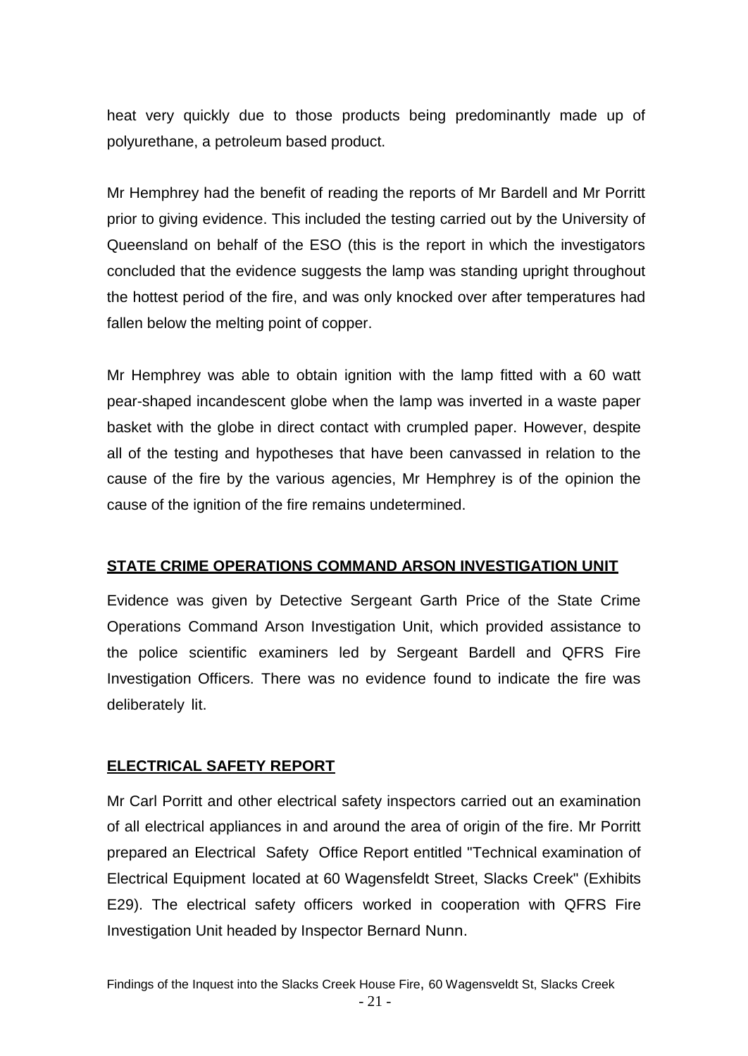heat very quickly due to those products being predominantly made up of polyurethane, a petroleum based product.

Mr Hemphrey had the benefit of reading the reports of Mr Bardell and Mr Porritt prior to giving evidence. This included the testing carried out by the University of Queensland on behalf of the ESO (this is the report in which the investigators concluded that the evidence suggests the lamp was standing upright throughout the hottest period of the fire, and was only knocked over after temperatures had fallen below the melting point of copper.

Mr Hemphrey was able to obtain ignition with the lamp fitted with a 60 watt pear-shaped incandescent globe when the lamp was inverted in a waste paper basket with the globe in direct contact with crumpled paper. However, despite all of the testing and hypotheses that have been canvassed in relation to the cause of the fire by the various agencies, Mr Hemphrey is of the opinion the cause of the ignition of the fire remains undetermined.

## STATE CRIME OPERATIONS COMMAND ARSON INVESTIGATION UNIT

Evidence was given by Detective Sergeant Garth Price of the State Crime Operations Command Arson Investigation Unit, which provided assistance to the police scientific examiners led by Sergeant Bardell and QFRS Fire Investigation Officers. There was no evidence found to indicate the fire was deliberately lit.

## ELECTRICAL SAFETY REPORT

Mr Carl Porritt and other electrical safety inspectors carried out an examination of all electrical appliances in and around the area of origin of the fire. Mr Porritt prepared an Electrical Safety Office Report entitled "Technical examination of Electrical Equipment located at 60 Wagensfeldt Street, Slacks Creek" (Exhibits E29). The electrical safety officers worked in cooperation with QFRS Fire Investigation Unit headed by Inspector Bernard Nunn.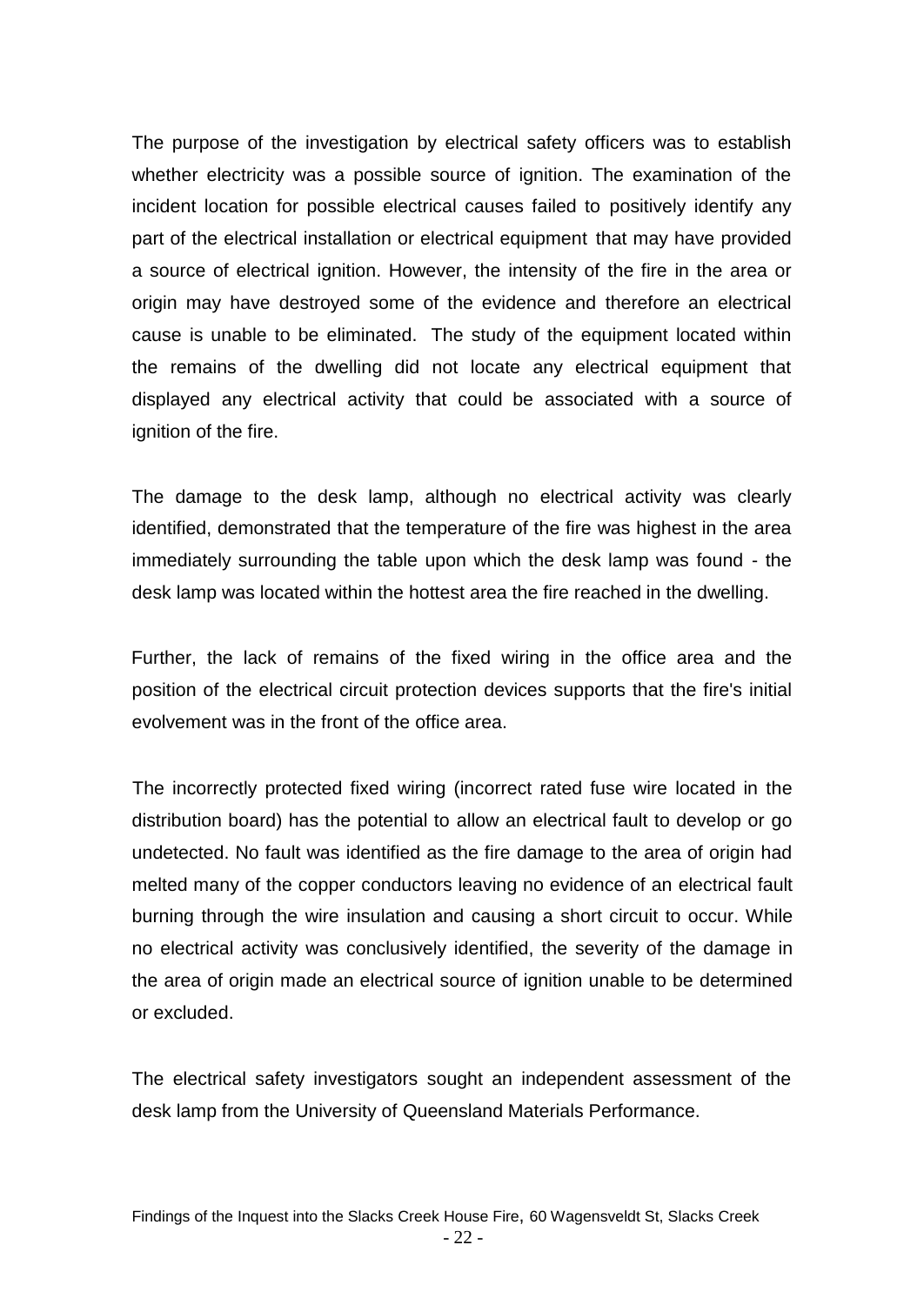The purpose of the investigation by electrical safety officers was to establish whether electricity was a possible source of ignition. The examination of the incident location for possible electrical causes failed to positively identify any part of the electrical installation or electrical equipment that may have provided a source of electrical ignition. However, the intensity of the fire in the area or origin may have destroyed some of the evidence and therefore an electrical cause is unable to be eliminated. The study of the equipment located within the remains of the dwelling did not locate any electrical equipment that displayed any electrical activity that could be associated with a source of ignition of the fire.

The damage to the desk lamp, although no electrical activity was clearly identified, demonstrated that the temperature of the fire was highest in the area immediately surrounding the table upon which the desk lamp was found - the desk lamp was located within the hottest area the fire reached in the dwelling.

Further, the lack of remains of the fixed wiring in the office area and the position of the electrical circuit protection devices supports that the fire's initial evolvement was in the front of the office area.

The incorrectly protected fixed wiring (incorrect rated fuse wire located in the distribution board) has the potential to allow an electrical fault to develop or go undetected. No fault was identified as the fire damage to the area of origin had melted many of the copper conductors leaving no evidence of an electrical fault burning through the wire insulation and causing a short circuit to occur. While no electrical activity was conclusively identified, the severity of the damage in the area of origin made an electrical source of ignition unable to be determined or excluded.

The electrical safety investigators sought an independent assessment of the desk lamp from the University of Queensland Materials Performance.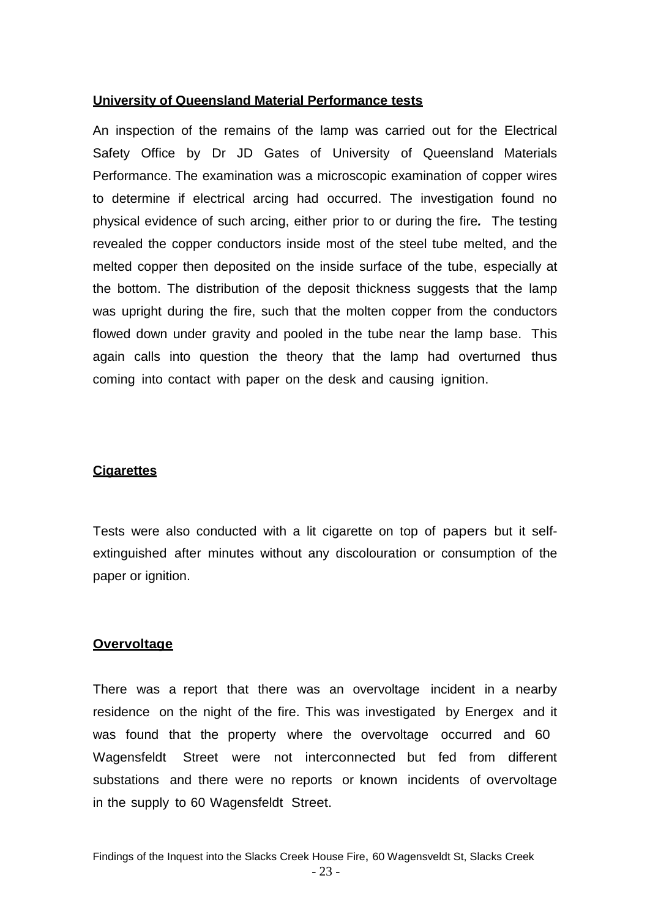**University of Queensland Material Performance tests**

An inspection of the remains of the lamp was carried out for the Electrical Safety Office by Dr JD Gates of University of Queensland Materials Performance. The examination was a microscopic examination of copper wires to determine if electrical arcing had occurred. The investigation found no physical evidence of such arcing, either prior to or during the fire*.* The testing revealed the copper conductors inside most of the steel tube melted, and the melted copper then deposited on the inside surface of the tube, especially at the bottom. The distribution of the deposit thickness suggests that the lamp was upright during the fire, such that the molten copper from the conductors flowed down under gravity and pooled in the tube near the lamp base. This again calls into question the theory that the lamp had overturned thus coming into contact with paper on the desk and causing ignition.

**Cigarettes**

Tests were also conducted with a lit cigarette on top of papers but it self-extinguished after minutes without any discolouration or consumption of the paper or ignition.

**Overvoltage**

There was a report that there was an overvoltage incident in a nearby residence on the night of the fire. This was investigated by Energex and it was found that the property where the overvoltage occurred and 60 Wagensfeldt Street were not interconnected but fed from different substations and there were no reports or known incidents of overvoltage in the supply to 60 Wagensfeldt Street.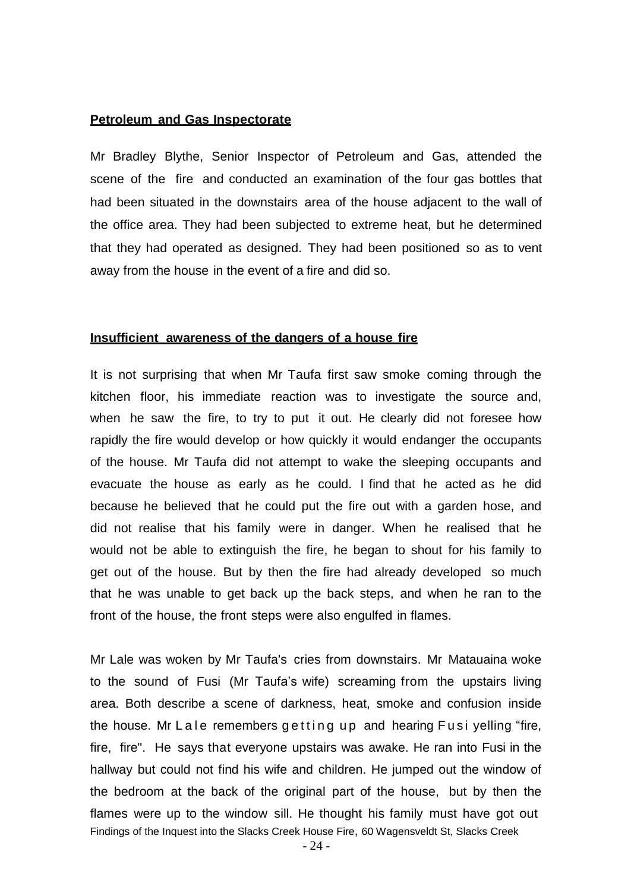**Petroleum and Gas Inspectorate**

Mr Bradley Blythe, Senior Inspector of Petroleum and Gas, attended the scene of the fire and conducted an examination of the four gas bottles that had been situated in the downstairs area of the house adjacent to the wall of the office area. They had been subjected to extreme heat, but he determined that they had operated as designed. They had been positioned so as to vent away from the house in the event of a fire and did so.

**Insufficient awareness of the dangers of a house fire**

It is not surprising that when Mr Taufa first saw smoke coming through the kitchen floor, his immediate reaction was to investigate the source and, when he saw the fire, to try to put it out. He clearly did not foresee how rapidly the fire would develop or how quickly it would endanger the occupants of the house. Mr Taufa did not attempt to wake the sleeping occupants and evacuate the house as early as he could. I find that he acted as he did because he believed that he could put the fire out with a garden hose, and did not realise that his family were in danger. When he realised that he would not be able to extinguish the fire, he began to shout for his family to get out of the house. But by then the fire had already developed so much that he was unable to get back up the back steps, and when he ran to the front of the house, the front steps were also engulfed in flames.

Mr Lale was woken by Mr Taufa's cries from downstairs. Mr Matauaina woke to the sound of Fusi (Mr Taufa's wife) screaming from the upstairs living area. Both describe a scene of darkness, heat, smoke and confusion inside the house. Mr Lale remembers getting up and hearing Fusi yelling "fire, fire, fire". He says that everyone upstairs was awake. He ran into Fusi in the hallway but could not find his wife and children. He jumped out the window of the bedroom at the back of the original part of the house, but by then the flames were up to the window sill. He thought his family must have got out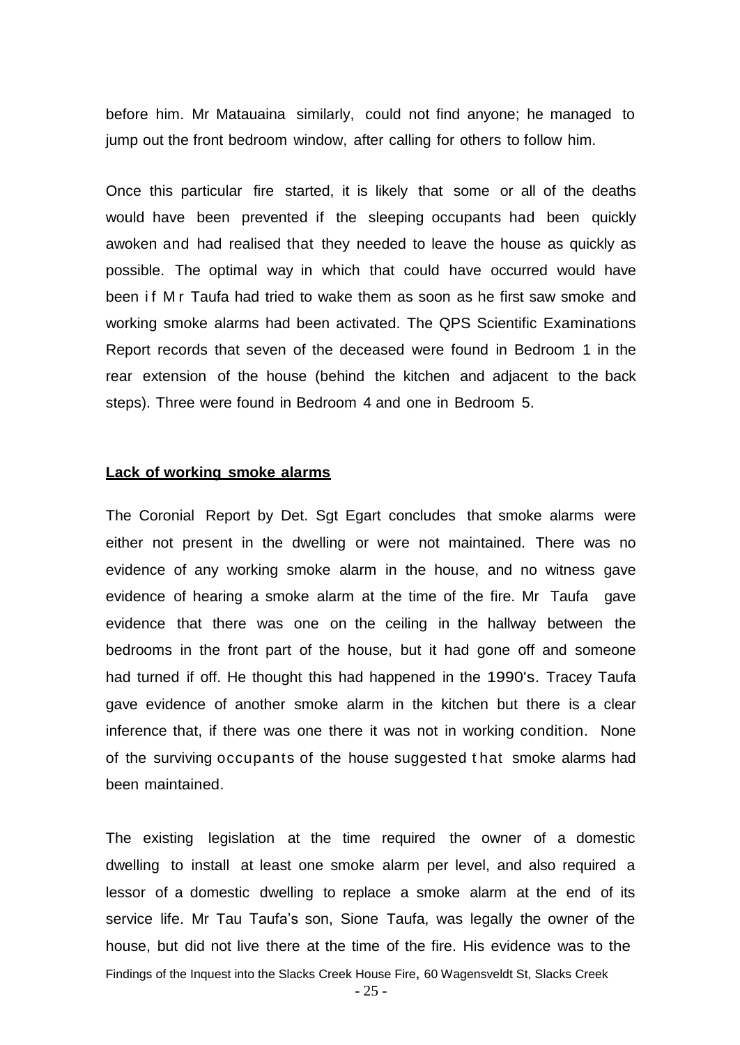before him. Mr Matauaina similarly, could not find anyone; he managed to jump out the front bedroom window, after calling for others to follow him.

Once this particular fire started, it is likely that some or all of the deaths would have been prevented if the sleeping occupants had been quickly awoken and had realised that they needed to leave the house as quickly as possible. The optimal way in which that could have occurred would have been if Mr Taufa had tried to wake them as soon as he first saw smoke and working smoke alarms had been activated. The QPS Scientific Examinations Report records that seven of the deceased were found in Bedroom 1 in the rear extension of the house (behind the kitchen and adjacent to the back steps). Three were found in Bedroom 4 and one in Bedroom 5.

**Lack of working smoke alarms**

The Coronial Report by Det. Sgt Egart concludes that smoke alarms were either not present in the dwelling or were not maintained. There was no evidence of any working smoke alarm in the house, and no witness gave evidence of hearing a smoke alarm at the time of the fire. Mr Taufa gave evidence that there was one on the ceiling in the hallway between the bedrooms in the front part of the house, but it had gone off and someone had turned if off. He thought this had happened in the 1990's. Tracey Taufa gave evidence of another smoke alarm in the kitchen but there is a clear inference that, if there was one there it was not in working condition. None of the surviving occupants of the house suggested that smoke alarms had been maintained.

The existing legislation at the time required the owner of a domestic dwelling to install at least one smoke alarm per level, and also required a lessor of a domestic dwelling to replace a smoke alarm at the end of its service life. Mr Tau Taufa's son, Sione Taufa, was legally the owner of the house, but did not live there at the time of the fire. His evidence was to the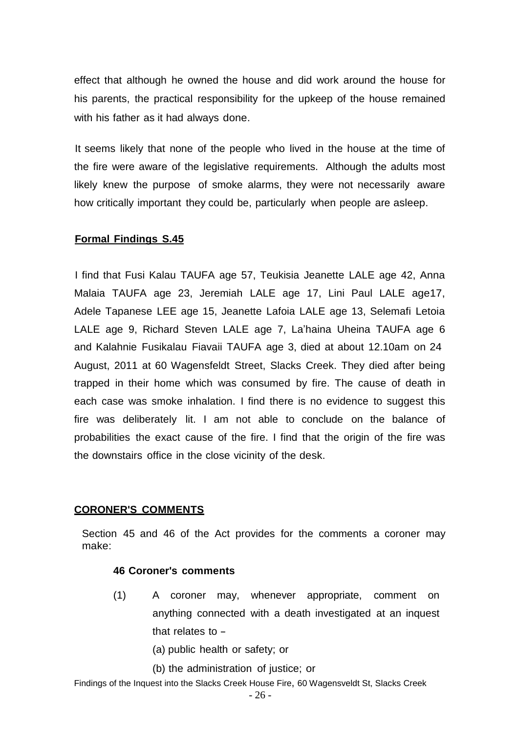effect that although he owned the house and did work around the house for his parents, the practical responsibility for the upkeep of the house remained with his father as it had always done.

It seems likely that none of the people who lived in the house at the time of the fire were aware of the legislative requirements. Although the adults most likely knew the purpose of smoke alarms, they were not necessarily aware how critically important they could be, particularly when people are asleep.

## **Formal Findings S.45**

I find that Fusi Kalau TAUFA age 57, Teukisia Jeanette LALE age 42, Anna Malaia TAUFA age 23, Jeremiah LALE age 17, Lini Paul LALE age17, Adele Tapanese LEE age 15, Jeanette Lafoia LALE age 13, Selemafi Letoia LALE age 9, Richard Steven LALE age 7, La'haina Uheina TAUFA age 6 and Kalahnie Fusikalau Fiavaii TAUFA age 3, died at about 12.10am on 24 August, 2011 at 60 Wagensfeldt Street, Slacks Creek. They died after being trapped in their home which was consumed by fire. The cause of death in each case was smoke inhalation. I find there is no evidence to suggest this fire was deliberately lit. I am not able to conclude on the balance of probabilities the exact cause of the fire. I find that the origin of the fire was the downstairs office in the close vicinity of the desk.

## **CORONER'S COMMENTS**

Section 45 and 46 of the Act provides for the comments a coroner may make:

**46 Coroner's comments**

(1) A coroner may, whenever appropriate, comment on anything connected with a death investigated at an inquest that relates to –

(a) public health or safety; or

(b) the administration of justice; or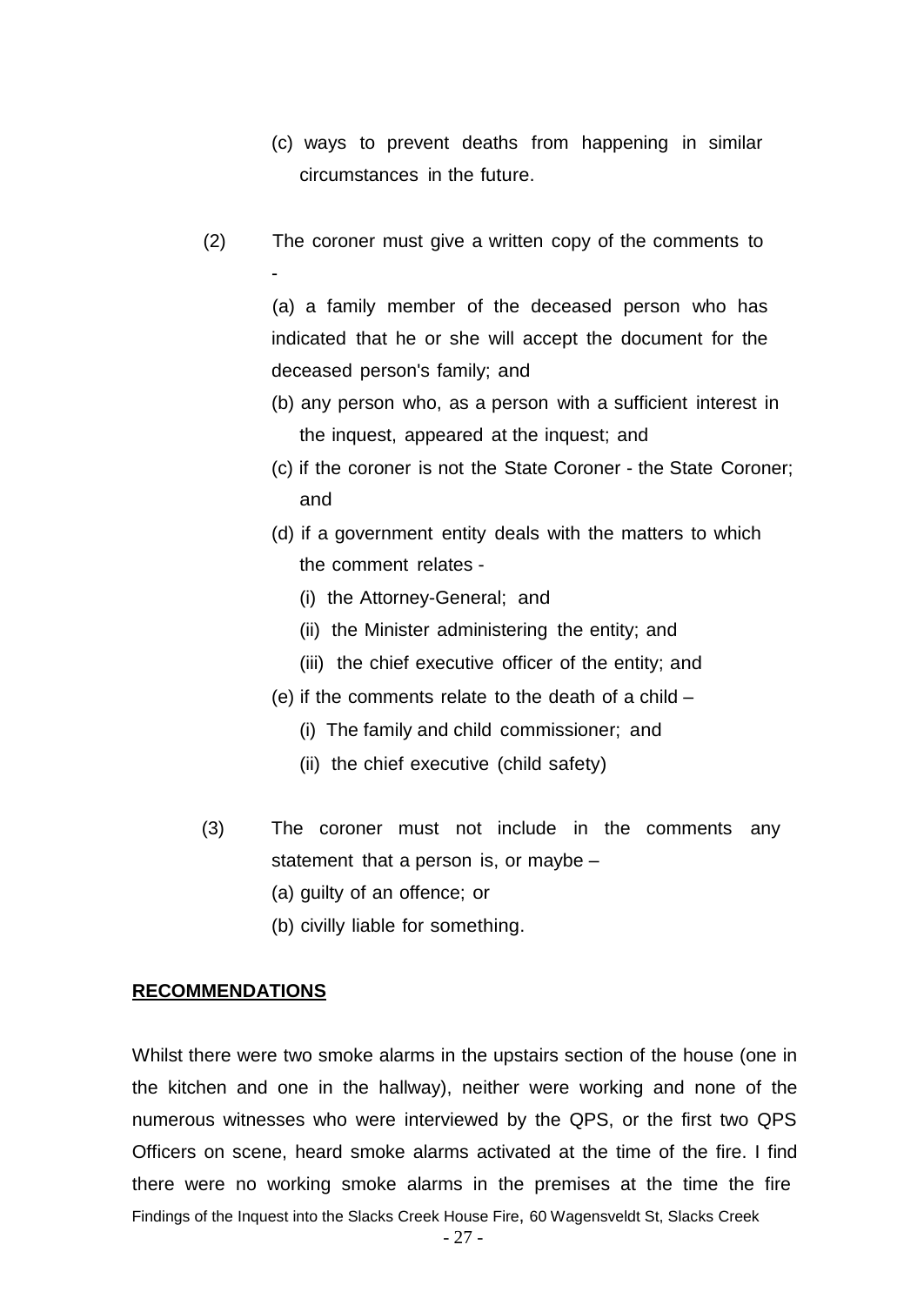(c) ways to prevent deaths from happening in similar circumstances in the future.

(2) The coroner must give a written copy of the comments to -

(a) a family member of the deceased person who has indicated that he or she will accept the document for the deceased person's family; and

(b) any person who, as a person with a sufficient interest in the inquest, appeared at the inquest; and

(c) if the coroner is not the State Coroner - the State Coroner; and

(d) if a government entity deals with the matters to which the comment relates -

(i) the Attorney-General; and

(ii) the Minister administering the entity; and

(iii) the chief executive officer of the entity; and

(e) if the comments relate to the death of a child –

(i) The family and child commissioner; and

(ii) the chief executive (child safety)

(3) The coroner must not include in the comments any statement that a person is, or maybe –

(a) guilty of an offence; or

(b) civilly liable for something.

**RECOMMENDATIONS**

Whilst there were two smoke alarms in the upstairs section of the house (one in the kitchen and one in the hallway), neither were working and none of the numerous witnesses who were interviewed by the QPS, or the first two QPS Officers on scene, heard smoke alarms activated at the time of the fire. I find there were no working smoke alarms in the premises at the time the fire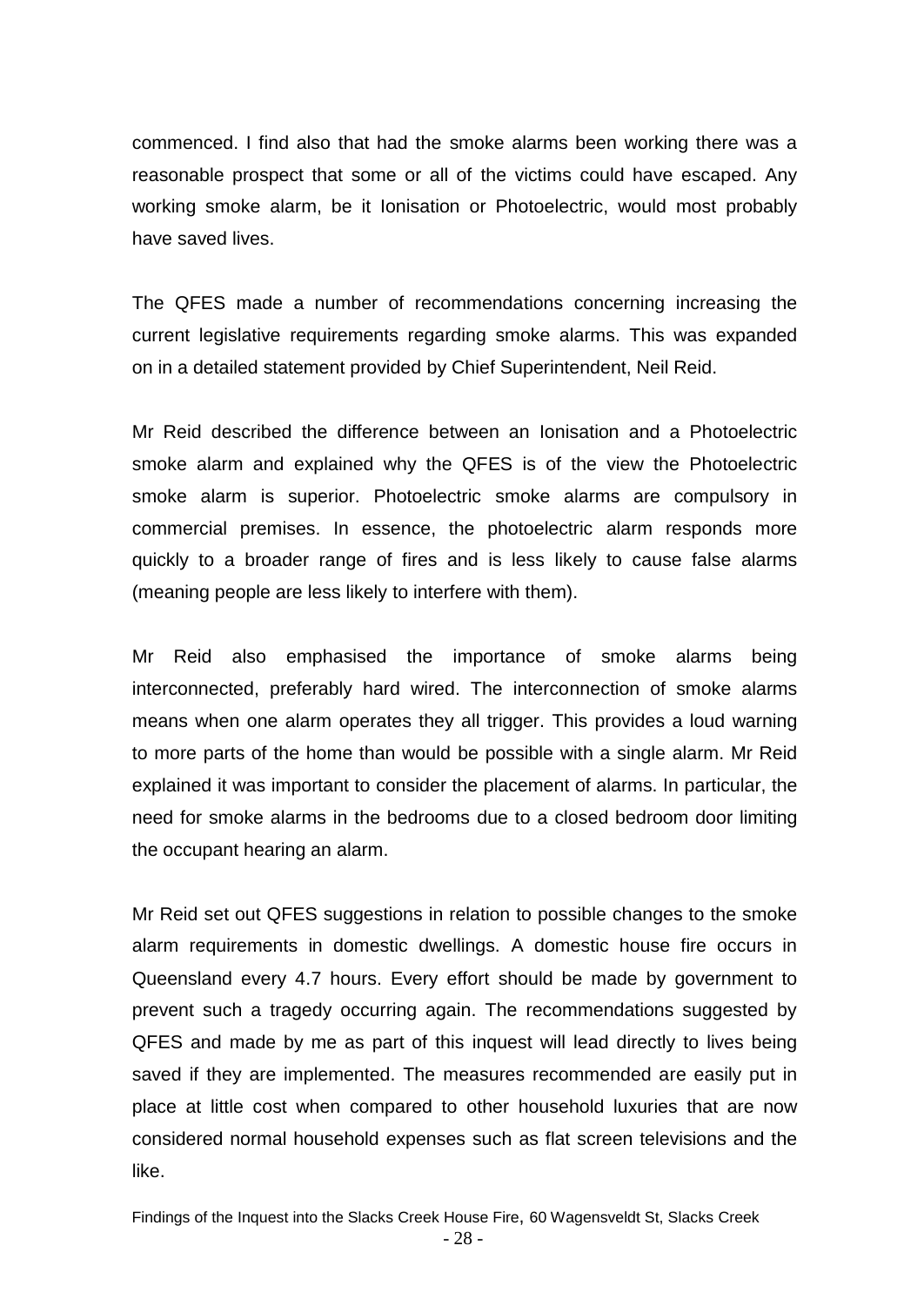commenced. I find also that had the smoke alarms been working there was a reasonable prospect that some or all of the victims could have escaped. Any working smoke alarm, be it Ionisation or Photoelectric, would most probably have saved lives.

The QFES made a number of recommendations concerning increasing the current legislative requirements regarding smoke alarms. This was expanded on in a detailed statement provided by Chief Superintendent, Neil Reid.

Mr Reid described the difference between an Ionisation and a Photoelectric smoke alarm and explained why the QFES is of the view the Photoelectric smoke alarm is superior. Photoelectric smoke alarms are compulsory in commercial premises. In essence, the photoelectric alarm responds more quickly to a broader range of fires and is less likely to cause false alarms (meaning people are less likely to interfere with them).

Mr Reid also emphasised the importance of smoke alarms being interconnected, preferably hard wired. The interconnection of smoke alarms means when one alarm operates they all trigger. This provides a loud warning to more parts of the home than would be possible with a single alarm. Mr Reid explained it was important to consider the placement of alarms. In particular, the need for smoke alarms in the bedrooms due to a closed bedroom door limiting the occupant hearing an alarm.

Mr Reid set out QFES suggestions in relation to possible changes to the smoke alarm requirements in domestic dwellings. A domestic house fire occurs in Queensland every 4.7 hours. Every effort should be made by government to prevent such a tragedy occurring again. The recommendations suggested by QFES and made by me as part of this inquest will lead directly to lives being saved if they are implemented. The measures recommended are easily put in place at little cost when compared to other household luxuries that are now considered normal household expenses such as flat screen televisions and the like.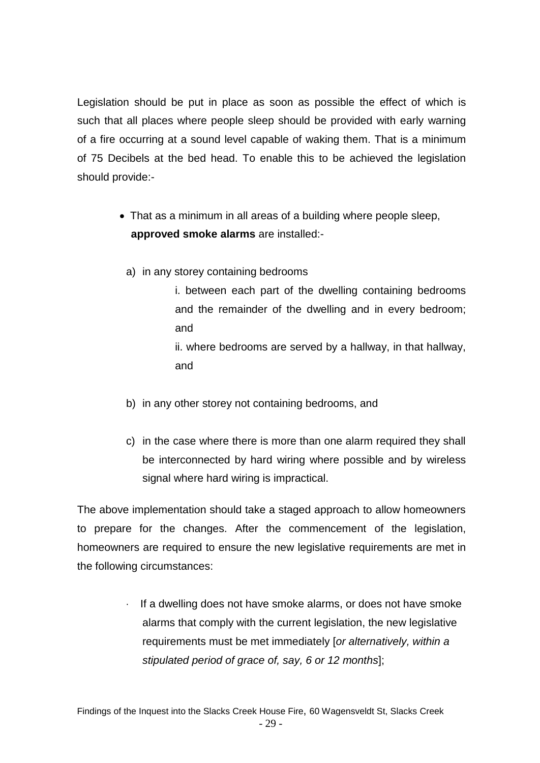Legislation should be put in place as soon as possible the effect of which is such that all places where people sleep should be provided with early warning of a fire occurring at a sound level capable of waking them. That is a minimum of 75 Decibels at the bed head. To enable this to be achieved the legislation should provide:-

- That as a minimum in all areas of a building where people sleep, **approved smoke alarms** are installed:-

  a) in any storey containing bedrooms

     i. between each part of the dwelling containing bedrooms and the remainder of the dwelling and in every bedroom; and

     ii. where bedrooms are served by a hallway, in that hallway, and

  b) in any other storey not containing bedrooms, and

  c) in the case where there is more than one alarm required they shall be interconnected by hard wiring where possible and by wireless signal where hard wiring is impractical.

The above implementation should take a staged approach to allow homeowners to prepare for the changes. After the commencement of the legislation, homeowners are required to ensure the new legislative requirements are met in the following circumstances:

- If a dwelling does not have smoke alarms, or does not have smoke alarms that comply with the current legislation, the new legislative requirements must be met immediately [*or alternatively, within a stipulated period of grace of, say, 6 or 12 months*];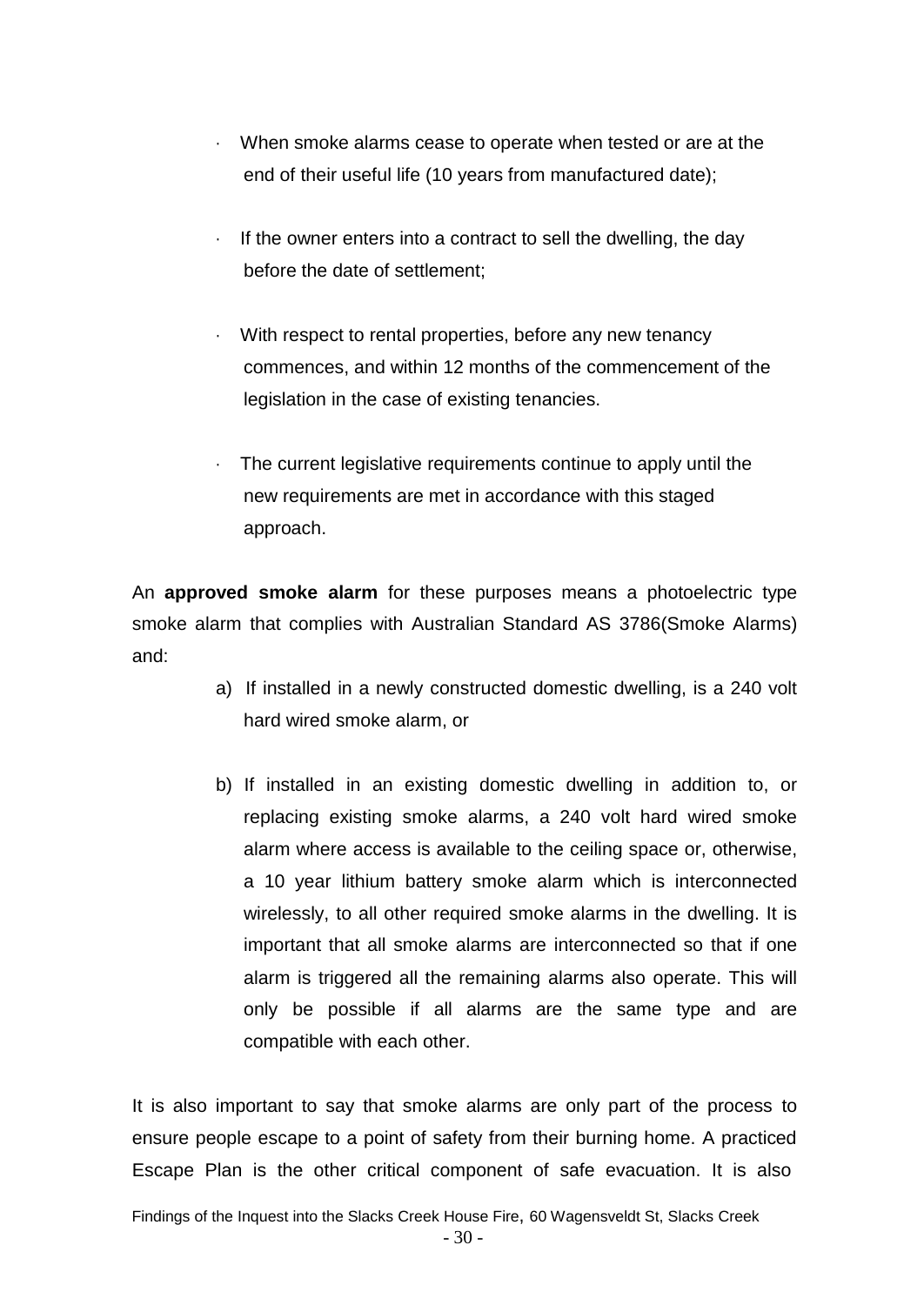- When smoke alarms cease to operate when tested or are at the end of their useful life (10 years from manufactured date);

- If the owner enters into a contract to sell the dwelling, the day before the date of settlement;

- With respect to rental properties, before any new tenancy commences, and within 12 months of the commencement of the legislation in the case of existing tenancies.

- The current legislative requirements continue to apply until the new requirements are met in accordance with this staged approach.

An **approved smoke alarm** for these purposes means a photoelectric type smoke alarm that complies with Australian Standard AS 3786(Smoke Alarms) and:

a) If installed in a newly constructed domestic dwelling, is a 240 volt hard wired smoke alarm, or

b) If installed in an existing domestic dwelling in addition to, or replacing existing smoke alarms, a 240 volt hard wired smoke alarm where access is available to the ceiling space or, otherwise, a 10 year lithium battery smoke alarm which is interconnected wirelessly, to all other required smoke alarms in the dwelling. It is important that all smoke alarms are interconnected so that if one alarm is triggered all the remaining alarms also operate. This will only be possible if all alarms are the same type and are compatible with each other.

It is also important to say that smoke alarms are only part of the process to ensure people escape to a point of safety from their burning home. A practiced Escape Plan is the other critical component of safe evacuation. It is also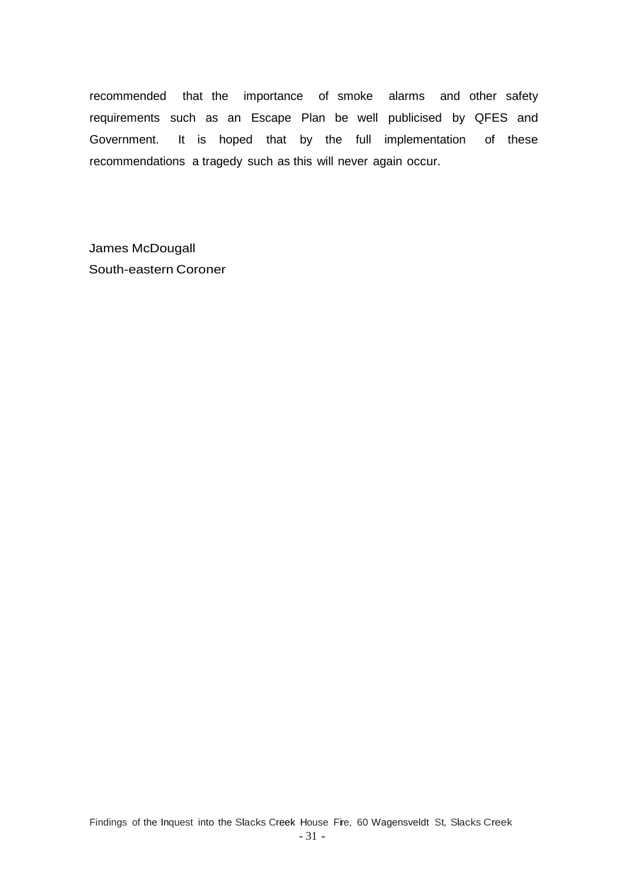recommended that the importance of smoke alarms and other safety requirements such as an Escape Plan be well publicised by QFES and Government. It is hoped that by the full implementation of these recommendations a tragedy such as this will never again occur.

James McDougall
South-eastern Coroner